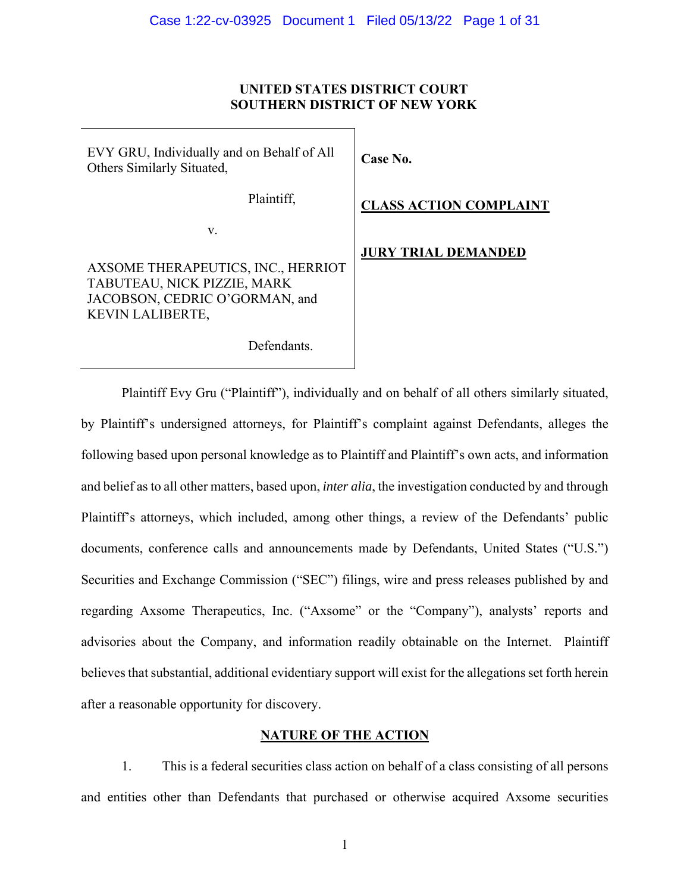**UNITED STATES DISTRICT COURT**
**SOUTHERN DISTRICT OF NEW YORK**

| | |
|---|---|
| EVY GRU, Individually and on Behalf of All Others Similarly Situated,<br><br>Plaintiff,<br><br>v.<br><br>AXSOME THERAPEUTICS, INC., HERRIOT TABUTEAU, NICK PIZZIE, MARK JACOBSON, CEDRIC O'GORMAN, and KEVIN LALIBERTE,<br><br>Defendants. | **Case No.**<br><br>**CLASS ACTION COMPLAINT**<br><br>**JURY TRIAL DEMANDED** |

Plaintiff Evy Gru ("Plaintiff"), individually and on behalf of all others similarly situated, by Plaintiff's undersigned attorneys, for Plaintiff's complaint against Defendants, alleges the following based upon personal knowledge as to Plaintiff and Plaintiff's own acts, and information and belief as to all other matters, based upon, *inter alia*, the investigation conducted by and through Plaintiff's attorneys, which included, among other things, a review of the Defendants' public documents, conference calls and announcements made by Defendants, United States ("U.S.") Securities and Exchange Commission ("SEC") filings, wire and press releases published by and regarding Axsome Therapeutics, Inc. ("Axsome" or the "Company"), analysts' reports and advisories about the Company, and information readily obtainable on the Internet. Plaintiff believes that substantial, additional evidentiary support will exist for the allegations set forth herein after a reasonable opportunity for discovery.

## NATURE OF THE ACTION

1. This is a federal securities class action on behalf of a class consisting of all persons and entities other than Defendants that purchased or otherwise acquired Axsome securities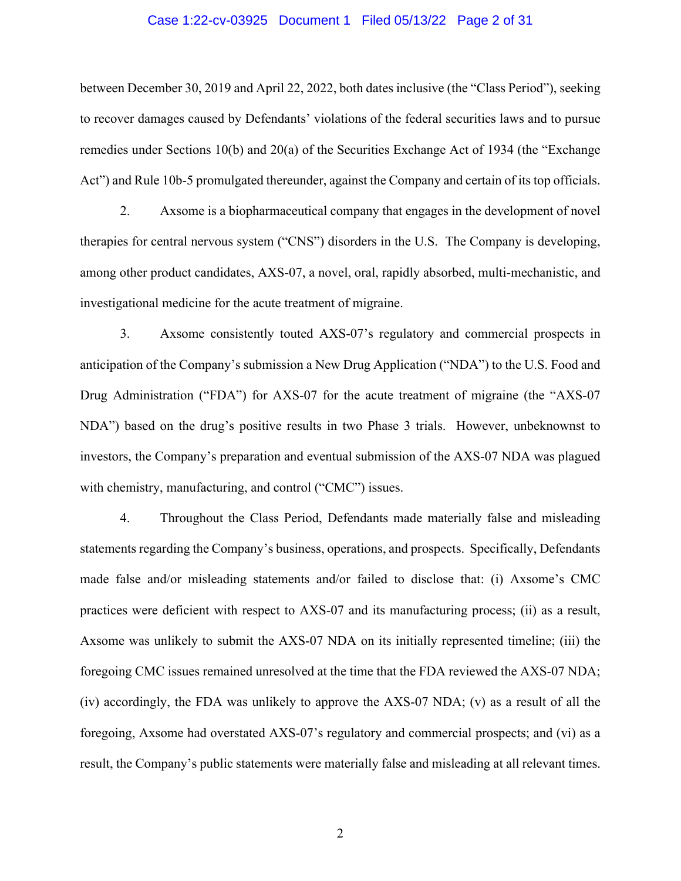between December 30, 2019 and April 22, 2022, both dates inclusive (the "Class Period"), seeking to recover damages caused by Defendants' violations of the federal securities laws and to pursue remedies under Sections 10(b) and 20(a) of the Securities Exchange Act of 1934 (the "Exchange Act") and Rule 10b-5 promulgated thereunder, against the Company and certain of its top officials.

2. Axsome is a biopharmaceutical company that engages in the development of novel therapies for central nervous system ("CNS") disorders in the U.S. The Company is developing, among other product candidates, AXS-07, a novel, oral, rapidly absorbed, multi-mechanistic, and investigational medicine for the acute treatment of migraine.

3. Axsome consistently touted AXS-07's regulatory and commercial prospects in anticipation of the Company's submission a New Drug Application ("NDA") to the U.S. Food and Drug Administration ("FDA") for AXS-07 for the acute treatment of migraine (the "AXS-07 NDA") based on the drug's positive results in two Phase 3 trials. However, unbeknownst to investors, the Company's preparation and eventual submission of the AXS-07 NDA was plagued with chemistry, manufacturing, and control ("CMC") issues.

4. Throughout the Class Period, Defendants made materially false and misleading statements regarding the Company's business, operations, and prospects. Specifically, Defendants made false and/or misleading statements and/or failed to disclose that: (i) Axsome's CMC practices were deficient with respect to AXS-07 and its manufacturing process; (ii) as a result, Axsome was unlikely to submit the AXS-07 NDA on its initially represented timeline; (iii) the foregoing CMC issues remained unresolved at the time that the FDA reviewed the AXS-07 NDA; (iv) accordingly, the FDA was unlikely to approve the AXS-07 NDA; (v) as a result of all the foregoing, Axsome had overstated AXS-07's regulatory and commercial prospects; and (vi) as a result, the Company's public statements were materially false and misleading at all relevant times.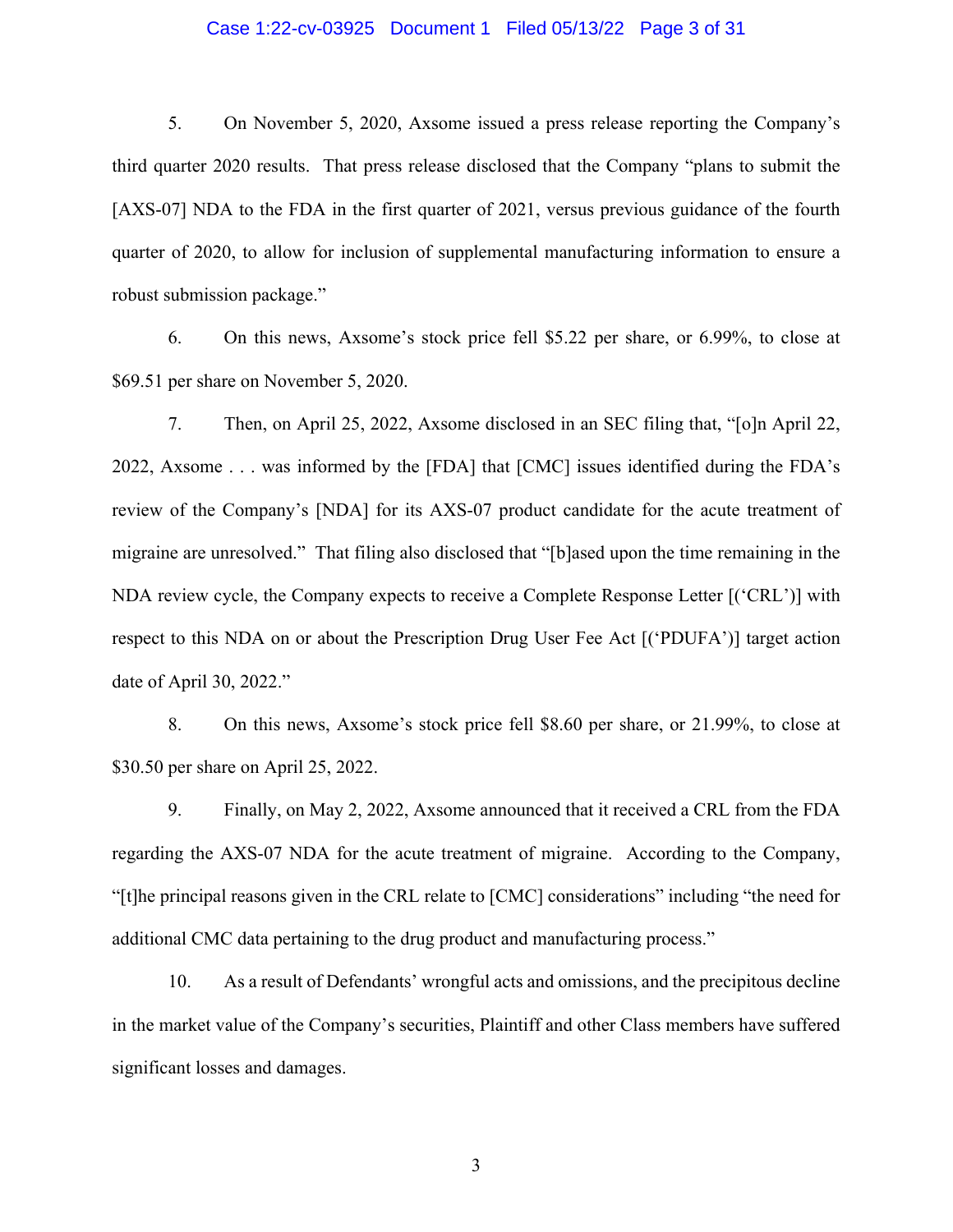5. On November 5, 2020, Axsome issued a press release reporting the Company's third quarter 2020 results. That press release disclosed that the Company "plans to submit the [AXS-07] NDA to the FDA in the first quarter of 2021, versus previous guidance of the fourth quarter of 2020, to allow for inclusion of supplemental manufacturing information to ensure a robust submission package."

6. On this news, Axsome's stock price fell $5.22 per share, or 6.99%, to close at $69.51 per share on November 5, 2020.

7. Then, on April 25, 2022, Axsome disclosed in an SEC filing that, "[o]n April 22, 2022, Axsome . . . was informed by the [FDA] that [CMC] issues identified during the FDA's review of the Company's [NDA] for its AXS-07 product candidate for the acute treatment of migraine are unresolved." That filing also disclosed that "[b]ased upon the time remaining in the NDA review cycle, the Company expects to receive a Complete Response Letter [('CRL')] with respect to this NDA on or about the Prescription Drug User Fee Act [('PDUFA')] target action date of April 30, 2022."

8. On this news, Axsome's stock price fell $8.60 per share, or 21.99%, to close at $30.50 per share on April 25, 2022.

9. Finally, on May 2, 2022, Axsome announced that it received a CRL from the FDA regarding the AXS-07 NDA for the acute treatment of migraine. According to the Company, "[t]he principal reasons given in the CRL relate to [CMC] considerations" including "the need for additional CMC data pertaining to the drug product and manufacturing process."

10. As a result of Defendants' wrongful acts and omissions, and the precipitous decline in the market value of the Company's securities, Plaintiff and other Class members have suffered significant losses and damages.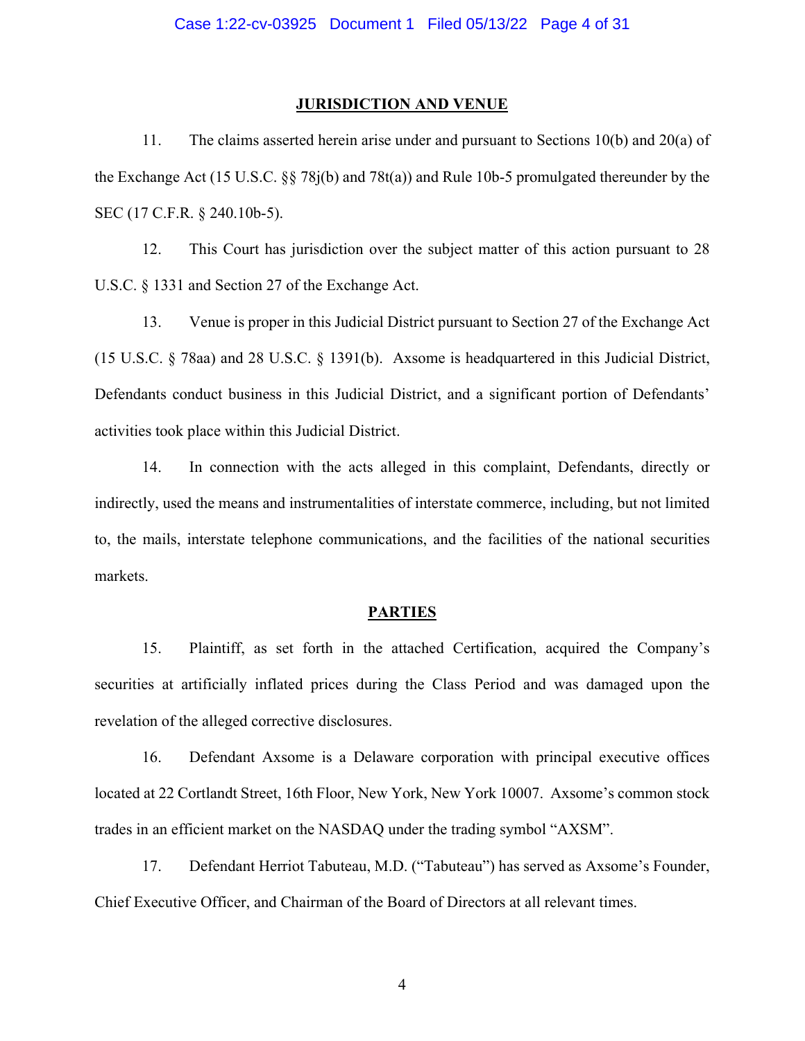## JURISDICTION AND VENUE

11. The claims asserted herein arise under and pursuant to Sections 10(b) and 20(a) of the Exchange Act (15 U.S.C. §§ 78j(b) and 78t(a)) and Rule 10b-5 promulgated thereunder by the SEC (17 C.F.R. § 240.10b-5).

12. This Court has jurisdiction over the subject matter of this action pursuant to 28 U.S.C. § 1331 and Section 27 of the Exchange Act.

13. Venue is proper in this Judicial District pursuant to Section 27 of the Exchange Act (15 U.S.C. § 78aa) and 28 U.S.C. § 1391(b). Axsome is headquartered in this Judicial District, Defendants conduct business in this Judicial District, and a significant portion of Defendants' activities took place within this Judicial District.

14. In connection with the acts alleged in this complaint, Defendants, directly or indirectly, used the means and instrumentalities of interstate commerce, including, but not limited to, the mails, interstate telephone communications, and the facilities of the national securities markets.

## PARTIES

15. Plaintiff, as set forth in the attached Certification, acquired the Company's securities at artificially inflated prices during the Class Period and was damaged upon the revelation of the alleged corrective disclosures.

16. Defendant Axsome is a Delaware corporation with principal executive offices located at 22 Cortlandt Street, 16th Floor, New York, New York 10007. Axsome's common stock trades in an efficient market on the NASDAQ under the trading symbol "AXSM".

17. Defendant Herriot Tabuteau, M.D. ("Tabuteau") has served as Axsome's Founder, Chief Executive Officer, and Chairman of the Board of Directors at all relevant times.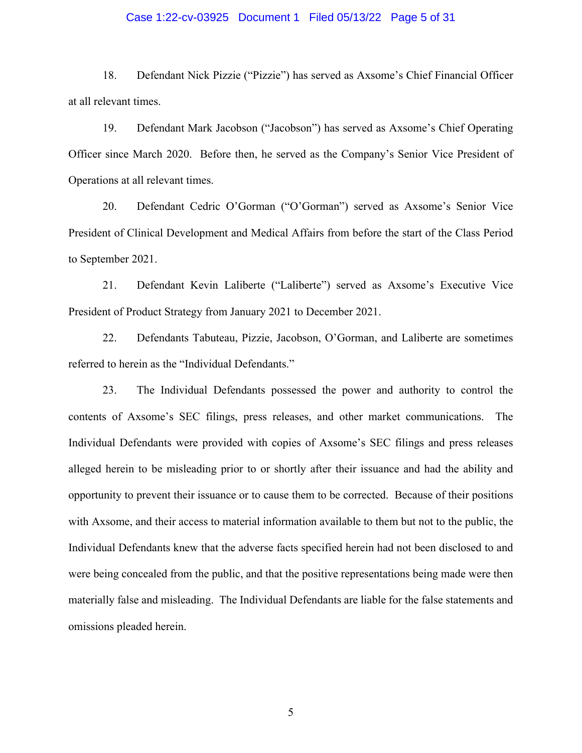18. Defendant Nick Pizzie ("Pizzie") has served as Axsome's Chief Financial Officer at all relevant times.

19. Defendant Mark Jacobson ("Jacobson") has served as Axsome's Chief Operating Officer since March 2020. Before then, he served as the Company's Senior Vice President of Operations at all relevant times.

20. Defendant Cedric O'Gorman ("O'Gorman") served as Axsome's Senior Vice President of Clinical Development and Medical Affairs from before the start of the Class Period to September 2021.

21. Defendant Kevin Laliberte ("Laliberte") served as Axsome's Executive Vice President of Product Strategy from January 2021 to December 2021.

22. Defendants Tabuteau, Pizzie, Jacobson, O'Gorman, and Laliberte are sometimes referred to herein as the "Individual Defendants."

23. The Individual Defendants possessed the power and authority to control the contents of Axsome's SEC filings, press releases, and other market communications. The Individual Defendants were provided with copies of Axsome's SEC filings and press releases alleged herein to be misleading prior to or shortly after their issuance and had the ability and opportunity to prevent their issuance or to cause them to be corrected. Because of their positions with Axsome, and their access to material information available to them but not to the public, the Individual Defendants knew that the adverse facts specified herein had not been disclosed to and were being concealed from the public, and that the positive representations being made were then materially false and misleading. The Individual Defendants are liable for the false statements and omissions pleaded herein.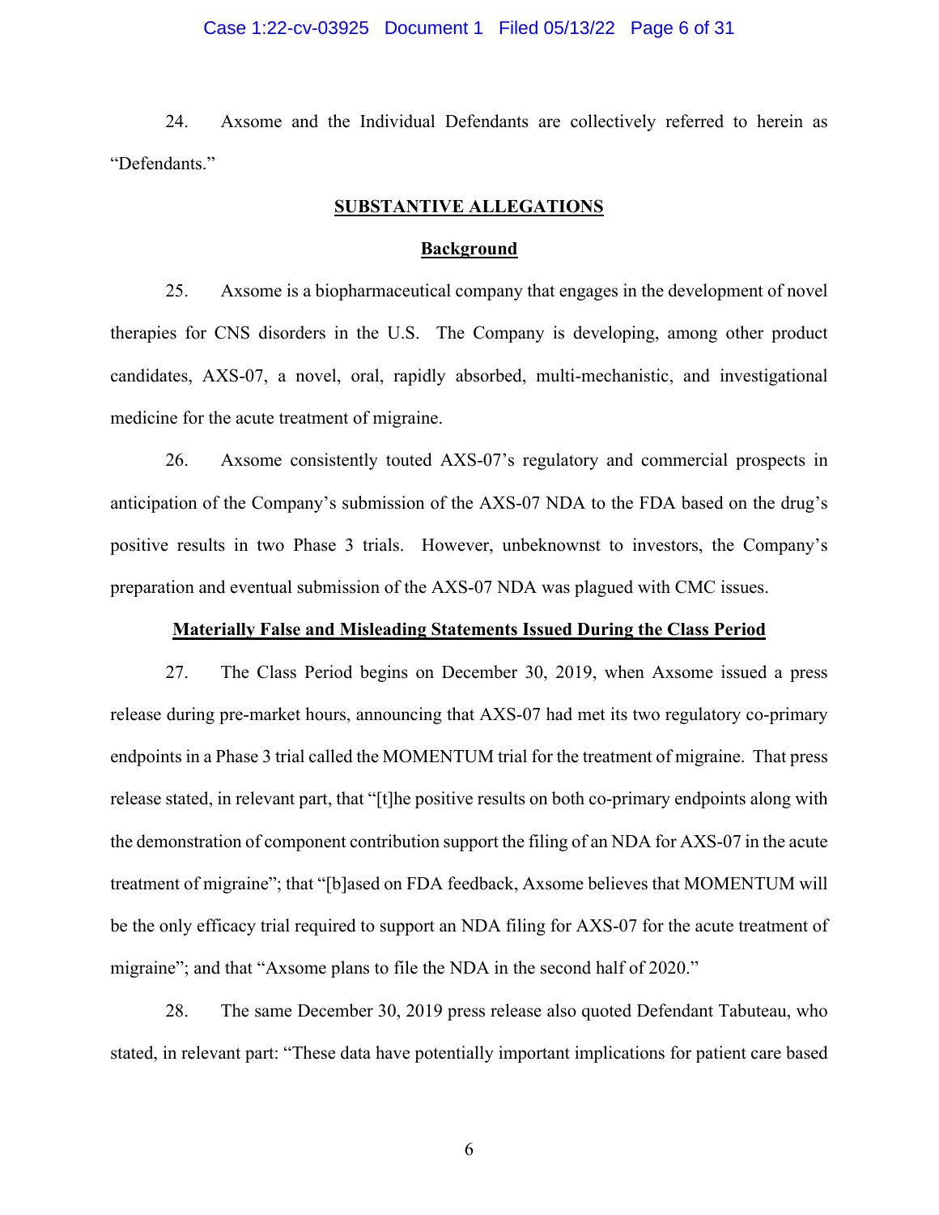24. Axsome and the Individual Defendants are collectively referred to herein as "Defendants."

## SUBSTANTIVE ALLEGATIONS

### Background

25. Axsome is a biopharmaceutical company that engages in the development of novel therapies for CNS disorders in the U.S. The Company is developing, among other product candidates, AXS-07, a novel, oral, rapidly absorbed, multi-mechanistic, and investigational medicine for the acute treatment of migraine.

26. Axsome consistently touted AXS-07's regulatory and commercial prospects in anticipation of the Company's submission of the AXS-07 NDA to the FDA based on the drug's positive results in two Phase 3 trials. However, unbeknownst to investors, the Company's preparation and eventual submission of the AXS-07 NDA was plagued with CMC issues.

### Materially False and Misleading Statements Issued During the Class Period

27. The Class Period begins on December 30, 2019, when Axsome issued a press release during pre-market hours, announcing that AXS-07 had met its two regulatory co-primary endpoints in a Phase 3 trial called the MOMENTUM trial for the treatment of migraine. That press release stated, in relevant part, that "[t]he positive results on both co-primary endpoints along with the demonstration of component contribution support the filing of an NDA for AXS-07 in the acute treatment of migraine"; that "[b]ased on FDA feedback, Axsome believes that MOMENTUM will be the only efficacy trial required to support an NDA filing for AXS-07 for the acute treatment of migraine"; and that "Axsome plans to file the NDA in the second half of 2020."

28. The same December 30, 2019 press release also quoted Defendant Tabuteau, who stated, in relevant part: "These data have potentially important implications for patient care based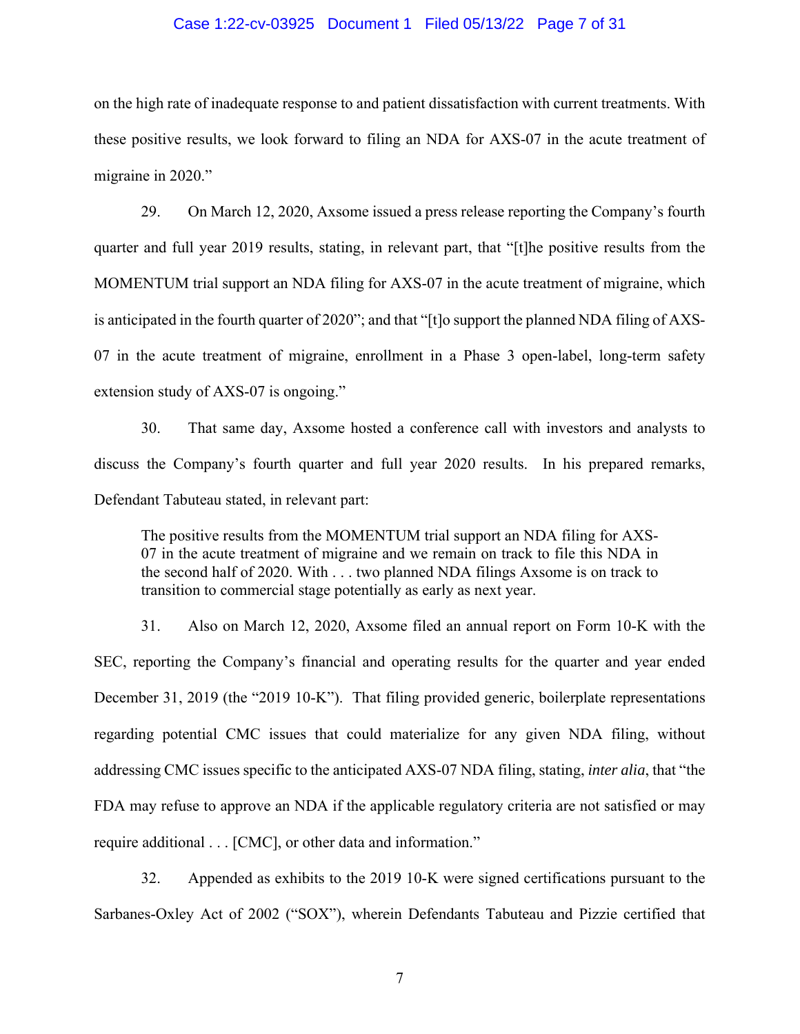on the high rate of inadequate response to and patient dissatisfaction with current treatments. With these positive results, we look forward to filing an NDA for AXS-07 in the acute treatment of migraine in 2020."

29. On March 12, 2020, Axsome issued a press release reporting the Company's fourth quarter and full year 2019 results, stating, in relevant part, that "[t]he positive results from the MOMENTUM trial support an NDA filing for AXS-07 in the acute treatment of migraine, which is anticipated in the fourth quarter of 2020"; and that "[t]o support the planned NDA filing of AXS-07 in the acute treatment of migraine, enrollment in a Phase 3 open-label, long-term safety extension study of AXS-07 is ongoing."

30. That same day, Axsome hosted a conference call with investors and analysts to discuss the Company's fourth quarter and full year 2020 results. In his prepared remarks, Defendant Tabuteau stated, in relevant part:

> The positive results from the MOMENTUM trial support an NDA filing for AXS-07 in the acute treatment of migraine and we remain on track to file this NDA in the second half of 2020. With . . . two planned NDA filings Axsome is on track to transition to commercial stage potentially as early as next year.

31. Also on March 12, 2020, Axsome filed an annual report on Form 10-K with the SEC, reporting the Company's financial and operating results for the quarter and year ended December 31, 2019 (the "2019 10-K"). That filing provided generic, boilerplate representations regarding potential CMC issues that could materialize for any given NDA filing, without addressing CMC issues specific to the anticipated AXS-07 NDA filing, stating, *inter alia*, that "the FDA may refuse to approve an NDA if the applicable regulatory criteria are not satisfied or may require additional . . . [CMC], or other data and information."

32. Appended as exhibits to the 2019 10-K were signed certifications pursuant to the Sarbanes-Oxley Act of 2002 ("SOX"), wherein Defendants Tabuteau and Pizzie certified that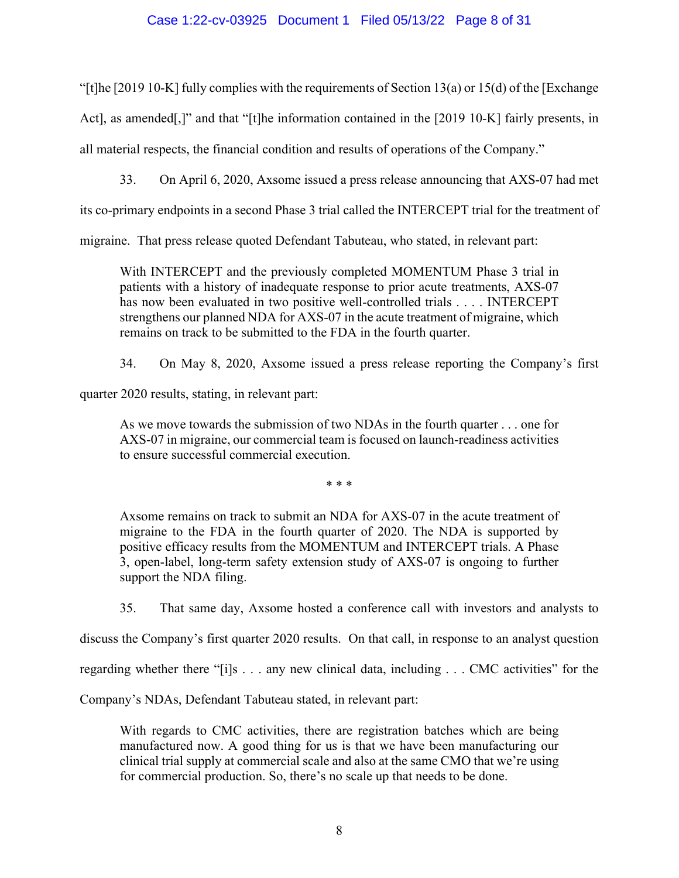"[t]he [2019 10-K] fully complies with the requirements of Section 13(a) or 15(d) of the [Exchange Act], as amended[,]" and that "[t]he information contained in the [2019 10-K] fairly presents, in all material respects, the financial condition and results of operations of the Company."

33. On April 6, 2020, Axsome issued a press release announcing that AXS-07 had met its co-primary endpoints in a second Phase 3 trial called the INTERCEPT trial for the treatment of migraine. That press release quoted Defendant Tabuteau, who stated, in relevant part:

> With INTERCEPT and the previously completed MOMENTUM Phase 3 trial in patients with a history of inadequate response to prior acute treatments, AXS-07 has now been evaluated in two positive well-controlled trials . . . . INTERCEPT strengthens our planned NDA for AXS-07 in the acute treatment of migraine, which remains on track to be submitted to the FDA in the fourth quarter.

34. On May 8, 2020, Axsome issued a press release reporting the Company's first quarter 2020 results, stating, in relevant part:

> As we move towards the submission of two NDAs in the fourth quarter . . . one for AXS-07 in migraine, our commercial team is focused on launch-readiness activities to ensure successful commercial execution.
>
> \* \* \*
>
> Axsome remains on track to submit an NDA for AXS-07 in the acute treatment of migraine to the FDA in the fourth quarter of 2020. The NDA is supported by positive efficacy results from the MOMENTUM and INTERCEPT trials. A Phase 3, open-label, long-term safety extension study of AXS-07 is ongoing to further support the NDA filing.

35. That same day, Axsome hosted a conference call with investors and analysts to discuss the Company's first quarter 2020 results. On that call, in response to an analyst question regarding whether there "[i]s . . . any new clinical data, including . . . CMC activities" for the Company's NDAs, Defendant Tabuteau stated, in relevant part:

> With regards to CMC activities, there are registration batches which are being manufactured now. A good thing for us is that we have been manufacturing our clinical trial supply at commercial scale and also at the same CMO that we're using for commercial production. So, there's no scale up that needs to be done.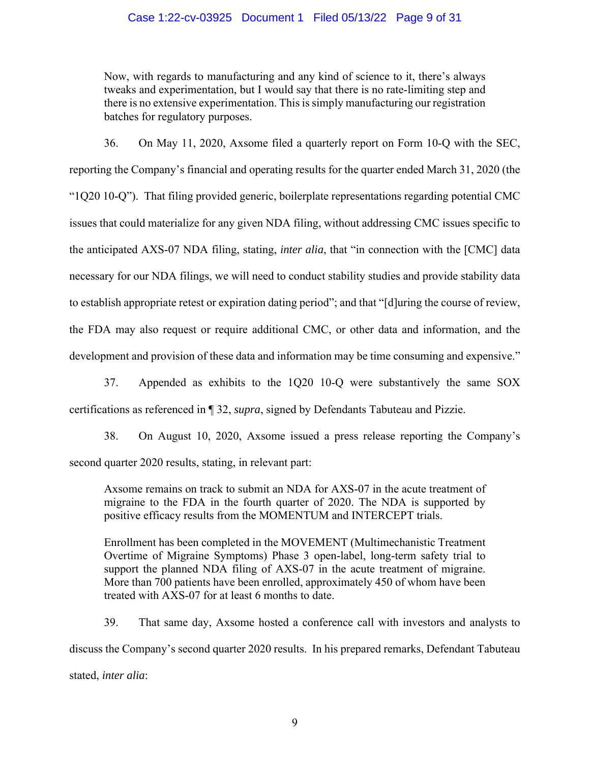> Now, with regards to manufacturing and any kind of science to it, there's always tweaks and experimentation, but I would say that there is no rate-limiting step and there is no extensive experimentation. This is simply manufacturing our registration batches for regulatory purposes.

36. On May 11, 2020, Axsome filed a quarterly report on Form 10-Q with the SEC, reporting the Company's financial and operating results for the quarter ended March 31, 2020 (the "1Q20 10-Q"). That filing provided generic, boilerplate representations regarding potential CMC issues that could materialize for any given NDA filing, without addressing CMC issues specific to the anticipated AXS-07 NDA filing, stating, *inter alia*, that "in connection with the [CMC] data necessary for our NDA filings, we will need to conduct stability studies and provide stability data to establish appropriate retest or expiration dating period"; and that "[d]uring the course of review, the FDA may also request or require additional CMC, or other data and information, and the development and provision of these data and information may be time consuming and expensive."

37. Appended as exhibits to the 1Q20 10-Q were substantively the same SOX certifications as referenced in ¶ 32, *supra*, signed by Defendants Tabuteau and Pizzie.

38. On August 10, 2020, Axsome issued a press release reporting the Company's second quarter 2020 results, stating, in relevant part:

> Axsome remains on track to submit an NDA for AXS-07 in the acute treatment of migraine to the FDA in the fourth quarter of 2020. The NDA is supported by positive efficacy results from the MOMENTUM and INTERCEPT trials.
>
> Enrollment has been completed in the MOVEMENT (Multimechanistic Treatment Overtime of Migraine Symptoms) Phase 3 open-label, long-term safety trial to support the planned NDA filing of AXS-07 in the acute treatment of migraine. More than 700 patients have been enrolled, approximately 450 of whom have been treated with AXS-07 for at least 6 months to date.

39. That same day, Axsome hosted a conference call with investors and analysts to discuss the Company's second quarter 2020 results. In his prepared remarks, Defendant Tabuteau stated, *inter alia*: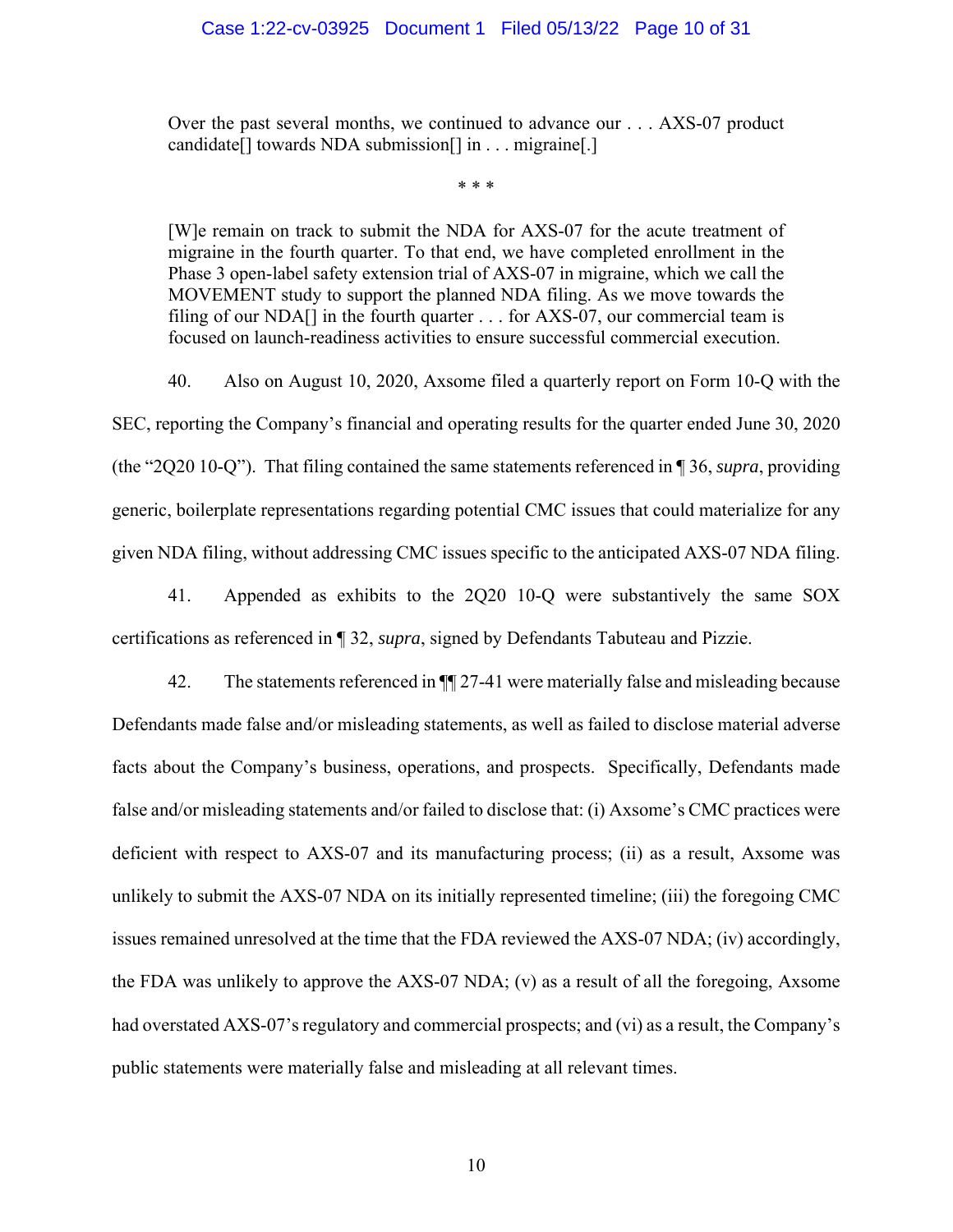> Over the past several months, we continued to advance our . . . AXS-07 product candidate[] towards NDA submission[] in . . . migraine[.]
>
> \* \* \*
>
> [W]e remain on track to submit the NDA for AXS-07 for the acute treatment of migraine in the fourth quarter. To that end, we have completed enrollment in the Phase 3 open-label safety extension trial of AXS-07 in migraine, which we call the MOVEMENT study to support the planned NDA filing. As we move towards the filing of our NDA[] in the fourth quarter . . . for AXS-07, our commercial team is focused on launch-readiness activities to ensure successful commercial execution.

40. Also on August 10, 2020, Axsome filed a quarterly report on Form 10-Q with the SEC, reporting the Company's financial and operating results for the quarter ended June 30, 2020 (the "2Q20 10-Q"). That filing contained the same statements referenced in ¶ 36, *supra*, providing generic, boilerplate representations regarding potential CMC issues that could materialize for any given NDA filing, without addressing CMC issues specific to the anticipated AXS-07 NDA filing.

41. Appended as exhibits to the 2Q20 10-Q were substantively the same SOX certifications as referenced in ¶ 32, *supra*, signed by Defendants Tabuteau and Pizzie.

42. The statements referenced in ¶¶ 27-41 were materially false and misleading because Defendants made false and/or misleading statements, as well as failed to disclose material adverse facts about the Company's business, operations, and prospects. Specifically, Defendants made false and/or misleading statements and/or failed to disclose that: (i) Axsome's CMC practices were deficient with respect to AXS-07 and its manufacturing process; (ii) as a result, Axsome was unlikely to submit the AXS-07 NDA on its initially represented timeline; (iii) the foregoing CMC issues remained unresolved at the time that the FDA reviewed the AXS-07 NDA; (iv) accordingly, the FDA was unlikely to approve the AXS-07 NDA; (v) as a result of all the foregoing, Axsome had overstated AXS-07's regulatory and commercial prospects; and (vi) as a result, the Company's public statements were materially false and misleading at all relevant times.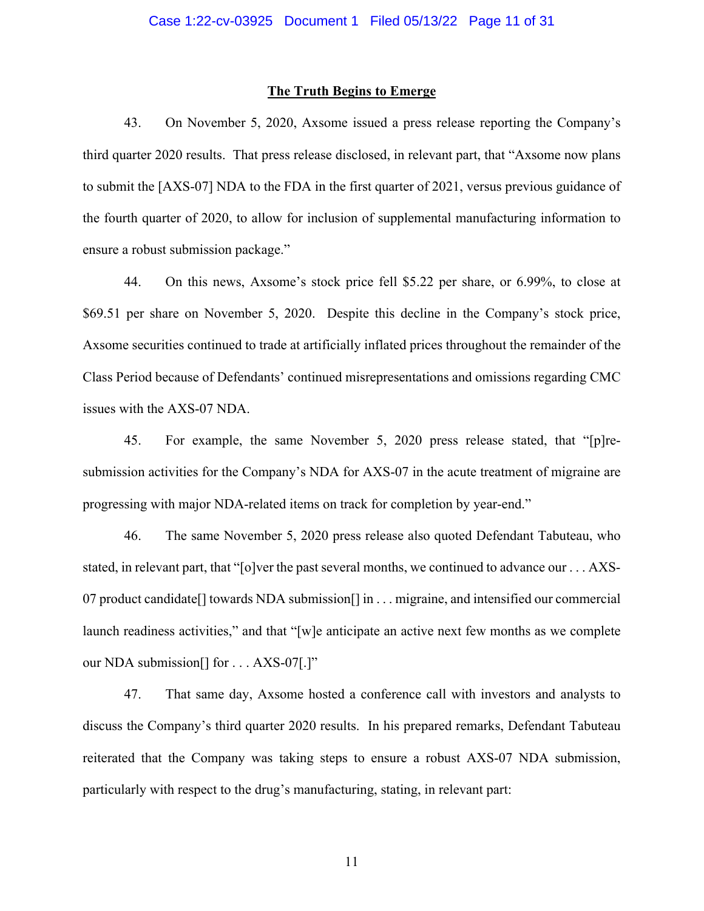**The Truth Begins to Emerge**

43. On November 5, 2020, Axsome issued a press release reporting the Company's third quarter 2020 results. That press release disclosed, in relevant part, that "Axsome now plans to submit the [AXS-07] NDA to the FDA in the first quarter of 2021, versus previous guidance of the fourth quarter of 2020, to allow for inclusion of supplemental manufacturing information to ensure a robust submission package."

44. On this news, Axsome's stock price fell $5.22 per share, or 6.99%, to close at $69.51 per share on November 5, 2020. Despite this decline in the Company's stock price, Axsome securities continued to trade at artificially inflated prices throughout the remainder of the Class Period because of Defendants' continued misrepresentations and omissions regarding CMC issues with the AXS-07 NDA.

45. For example, the same November 5, 2020 press release stated, that "[p]re-submission activities for the Company's NDA for AXS-07 in the acute treatment of migraine are progressing with major NDA-related items on track for completion by year-end."

46. The same November 5, 2020 press release also quoted Defendant Tabuteau, who stated, in relevant part, that "[o]ver the past several months, we continued to advance our . . . AXS-07 product candidate[] towards NDA submission[] in . . . migraine, and intensified our commercial launch readiness activities," and that "[w]e anticipate an active next few months as we complete our NDA submission[] for . . . AXS-07[.]"

47. That same day, Axsome hosted a conference call with investors and analysts to discuss the Company's third quarter 2020 results. In his prepared remarks, Defendant Tabuteau reiterated that the Company was taking steps to ensure a robust AXS-07 NDA submission, particularly with respect to the drug's manufacturing, stating, in relevant part: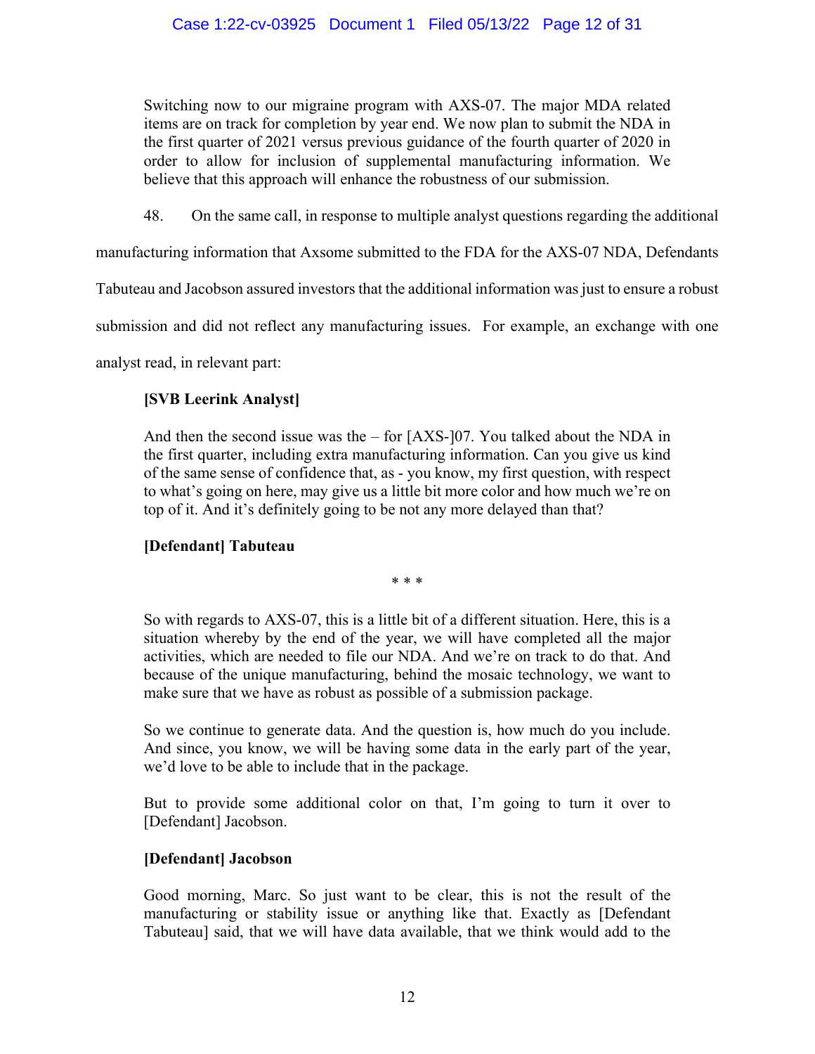Switching now to our migraine program with AXS-07. The major MDA related items are on track for completion by year end. We now plan to submit the NDA in the first quarter of 2021 versus previous guidance of the fourth quarter of 2020 in order to allow for inclusion of supplemental manufacturing information. We believe that this approach will enhance the robustness of our submission.

48. On the same call, in response to multiple analyst questions regarding the additional manufacturing information that Axsome submitted to the FDA for the AXS-07 NDA, Defendants Tabuteau and Jacobson assured investors that the additional information was just to ensure a robust submission and did not reflect any manufacturing issues. For example, an exchange with one analyst read, in relevant part:

**[SVB Leerink Analyst]**

And then the second issue was the – for [AXS-]07. You talked about the NDA in the first quarter, including extra manufacturing information. Can you give us kind of the same sense of confidence that, as - you know, my first question, with respect to what's going on here, may give us a little bit more color and how much we're on top of it. And it's definitely going to be not any more delayed than that?

**[Defendant] Tabuteau**

\* \* \*

So with regards to AXS-07, this is a little bit of a different situation. Here, this is a situation whereby by the end of the year, we will have completed all the major activities, which are needed to file our NDA. And we're on track to do that. And because of the unique manufacturing, behind the mosaic technology, we want to make sure that we have as robust as possible of a submission package.

So we continue to generate data. And the question is, how much do you include. And since, you know, we will be having some data in the early part of the year, we'd love to be able to include that in the package.

But to provide some additional color on that, I'm going to turn it over to [Defendant] Jacobson.

**[Defendant] Jacobson**

Good morning, Marc. So just want to be clear, this is not the result of the manufacturing or stability issue or anything like that. Exactly as [Defendant Tabuteau] said, that we will have data available, that we think would add to the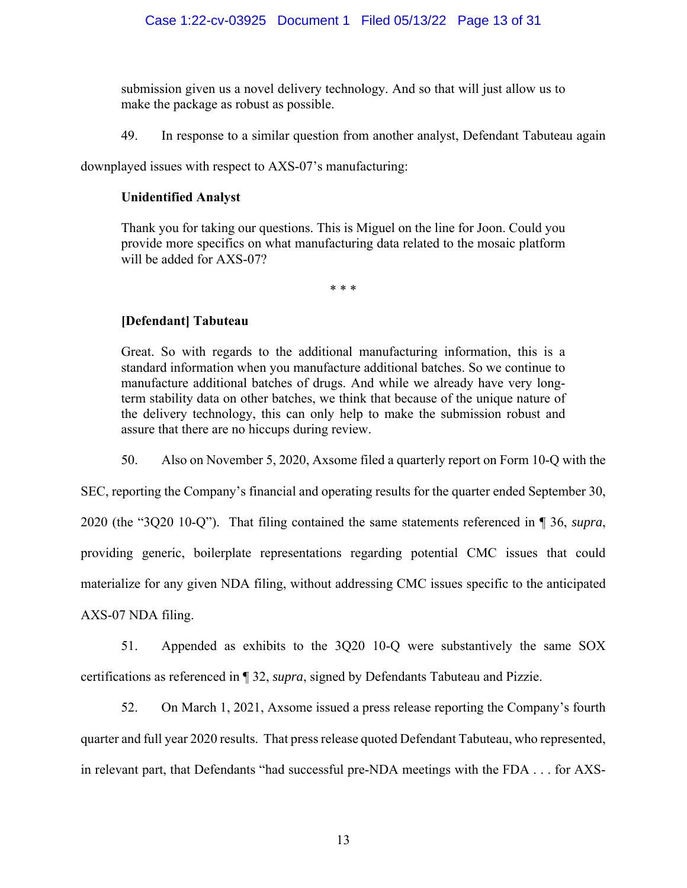submission given us a novel delivery technology. And so that will just allow us to make the package as robust as possible.

49. In response to a similar question from another analyst, Defendant Tabuteau again downplayed issues with respect to AXS-07's manufacturing:

> **Unidentified Analyst**
>
> Thank you for taking our questions. This is Miguel on the line for Joon. Could you provide more specifics on what manufacturing data related to the mosaic platform will be added for AXS-07?
>
> \* \* \*
>
> **[Defendant] Tabuteau**
>
> Great. So with regards to the additional manufacturing information, this is a standard information when you manufacture additional batches. So we continue to manufacture additional batches of drugs. And while we already have very long-term stability data on other batches, we think that because of the unique nature of the delivery technology, this can only help to make the submission robust and assure that there are no hiccups during review.

50. Also on November 5, 2020, Axsome filed a quarterly report on Form 10-Q with the SEC, reporting the Company's financial and operating results for the quarter ended September 30, 2020 (the "3Q20 10-Q"). That filing contained the same statements referenced in ¶ 36, *supra*, providing generic, boilerplate representations regarding potential CMC issues that could materialize for any given NDA filing, without addressing CMC issues specific to the anticipated AXS-07 NDA filing.

51. Appended as exhibits to the 3Q20 10-Q were substantively the same SOX certifications as referenced in ¶ 32, *supra*, signed by Defendants Tabuteau and Pizzie.

52. On March 1, 2021, Axsome issued a press release reporting the Company's fourth quarter and full year 2020 results. That press release quoted Defendant Tabuteau, who represented, in relevant part, that Defendants "had successful pre-NDA meetings with the FDA . . . for AXS-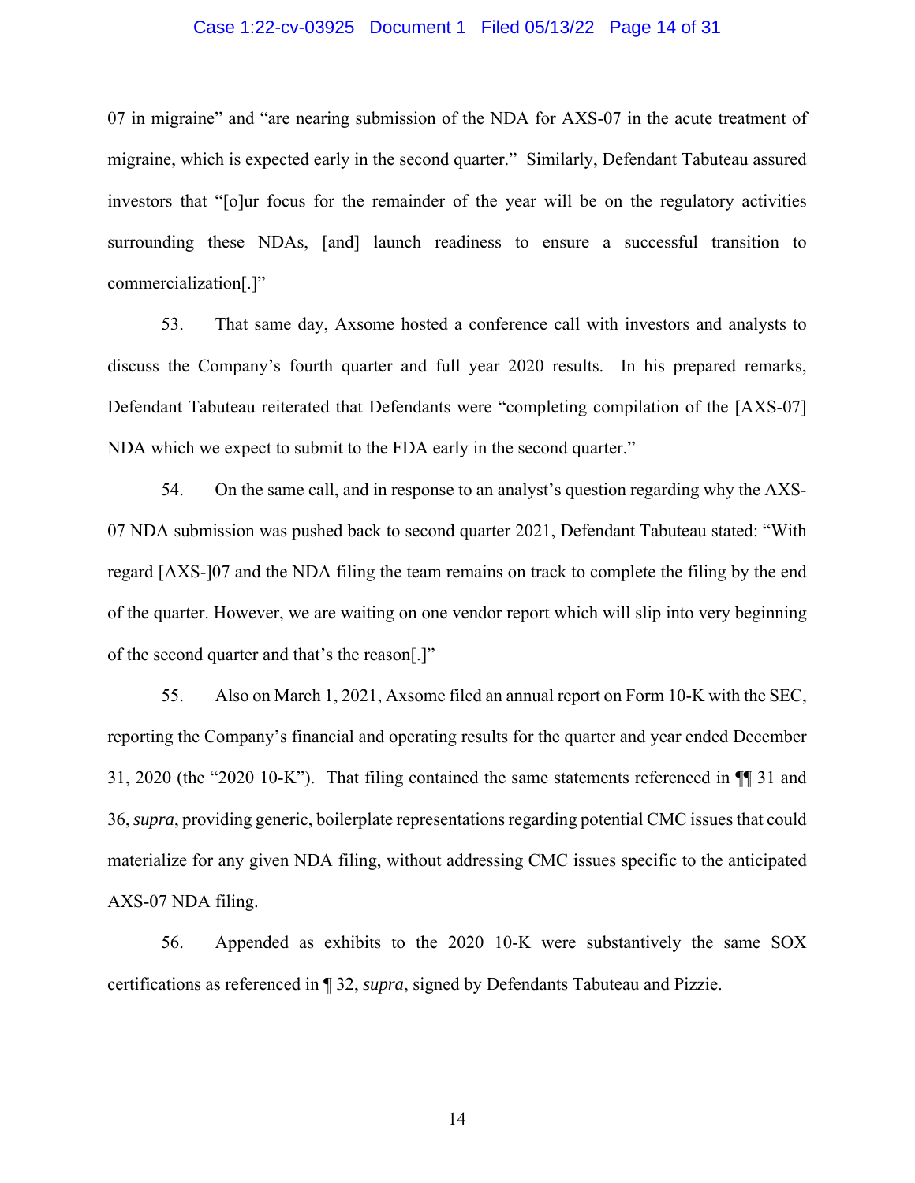07 in migraine" and "are nearing submission of the NDA for AXS-07 in the acute treatment of migraine, which is expected early in the second quarter." Similarly, Defendant Tabuteau assured investors that "[o]ur focus for the remainder of the year will be on the regulatory activities surrounding these NDAs, [and] launch readiness to ensure a successful transition to commercialization[.]"

53. That same day, Axsome hosted a conference call with investors and analysts to discuss the Company's fourth quarter and full year 2020 results. In his prepared remarks, Defendant Tabuteau reiterated that Defendants were "completing compilation of the [AXS-07] NDA which we expect to submit to the FDA early in the second quarter."

54. On the same call, and in response to an analyst's question regarding why the AXS-07 NDA submission was pushed back to second quarter 2021, Defendant Tabuteau stated: "With regard [AXS-]07 and the NDA filing the team remains on track to complete the filing by the end of the quarter. However, we are waiting on one vendor report which will slip into very beginning of the second quarter and that's the reason[.]"

55. Also on March 1, 2021, Axsome filed an annual report on Form 10-K with the SEC, reporting the Company's financial and operating results for the quarter and year ended December 31, 2020 (the "2020 10-K"). That filing contained the same statements referenced in ¶¶ 31 and 36, *supra*, providing generic, boilerplate representations regarding potential CMC issues that could materialize for any given NDA filing, without addressing CMC issues specific to the anticipated AXS-07 NDA filing.

56. Appended as exhibits to the 2020 10-K were substantively the same SOX certifications as referenced in ¶ 32, *supra*, signed by Defendants Tabuteau and Pizzie.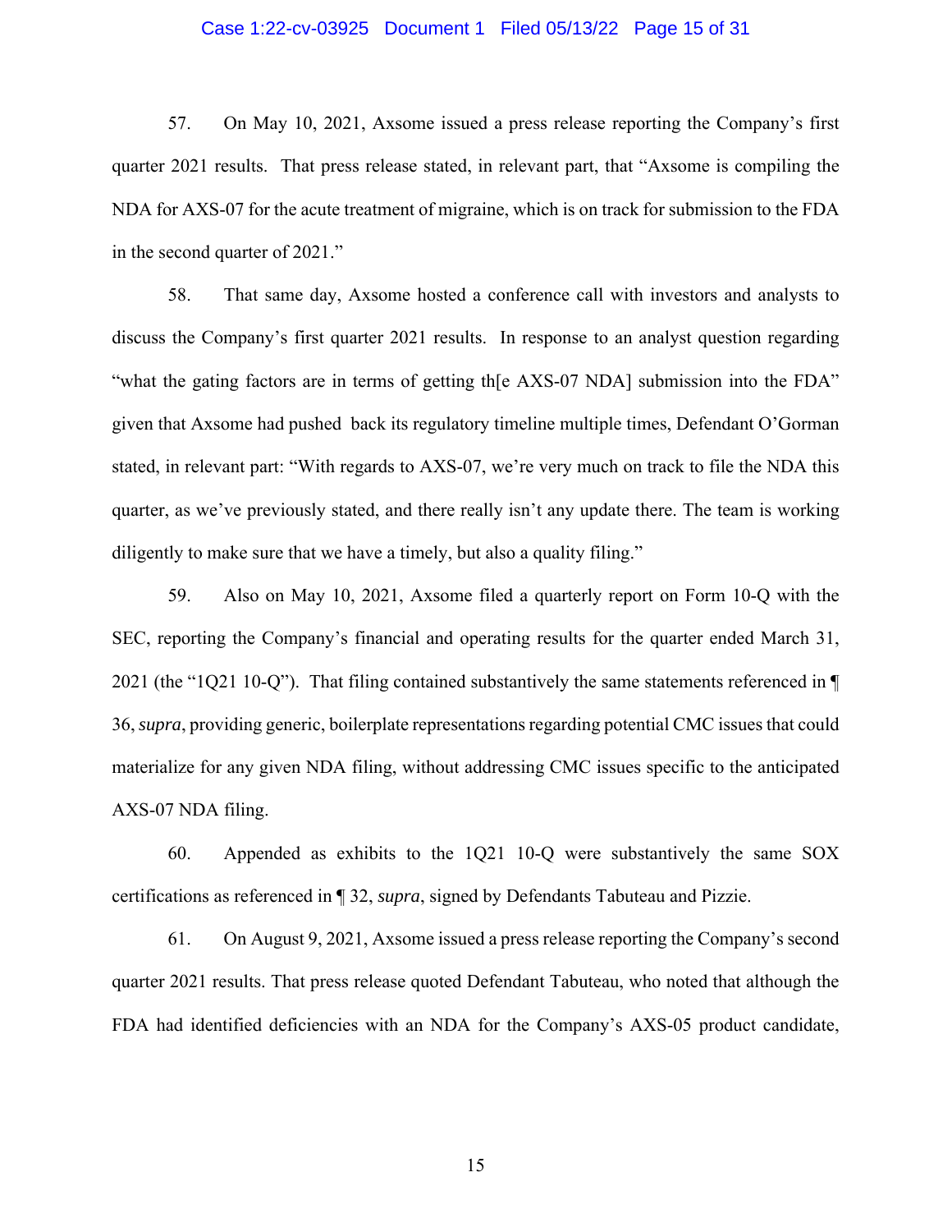57. On May 10, 2021, Axsome issued a press release reporting the Company's first quarter 2021 results. That press release stated, in relevant part, that "Axsome is compiling the NDA for AXS-07 for the acute treatment of migraine, which is on track for submission to the FDA in the second quarter of 2021."

58. That same day, Axsome hosted a conference call with investors and analysts to discuss the Company's first quarter 2021 results. In response to an analyst question regarding "what the gating factors are in terms of getting th[e AXS-07 NDA] submission into the FDA" given that Axsome had pushed back its regulatory timeline multiple times, Defendant O'Gorman stated, in relevant part: "With regards to AXS-07, we're very much on track to file the NDA this quarter, as we've previously stated, and there really isn't any update there. The team is working diligently to make sure that we have a timely, but also a quality filing."

59. Also on May 10, 2021, Axsome filed a quarterly report on Form 10-Q with the SEC, reporting the Company's financial and operating results for the quarter ended March 31, 2021 (the "1Q21 10-Q"). That filing contained substantively the same statements referenced in ¶ 36, *supra*, providing generic, boilerplate representations regarding potential CMC issues that could materialize for any given NDA filing, without addressing CMC issues specific to the anticipated AXS-07 NDA filing.

60. Appended as exhibits to the 1Q21 10-Q were substantively the same SOX certifications as referenced in ¶ 32, *supra*, signed by Defendants Tabuteau and Pizzie.

61. On August 9, 2021, Axsome issued a press release reporting the Company's second quarter 2021 results. That press release quoted Defendant Tabuteau, who noted that although the FDA had identified deficiencies with an NDA for the Company's AXS-05 product candidate,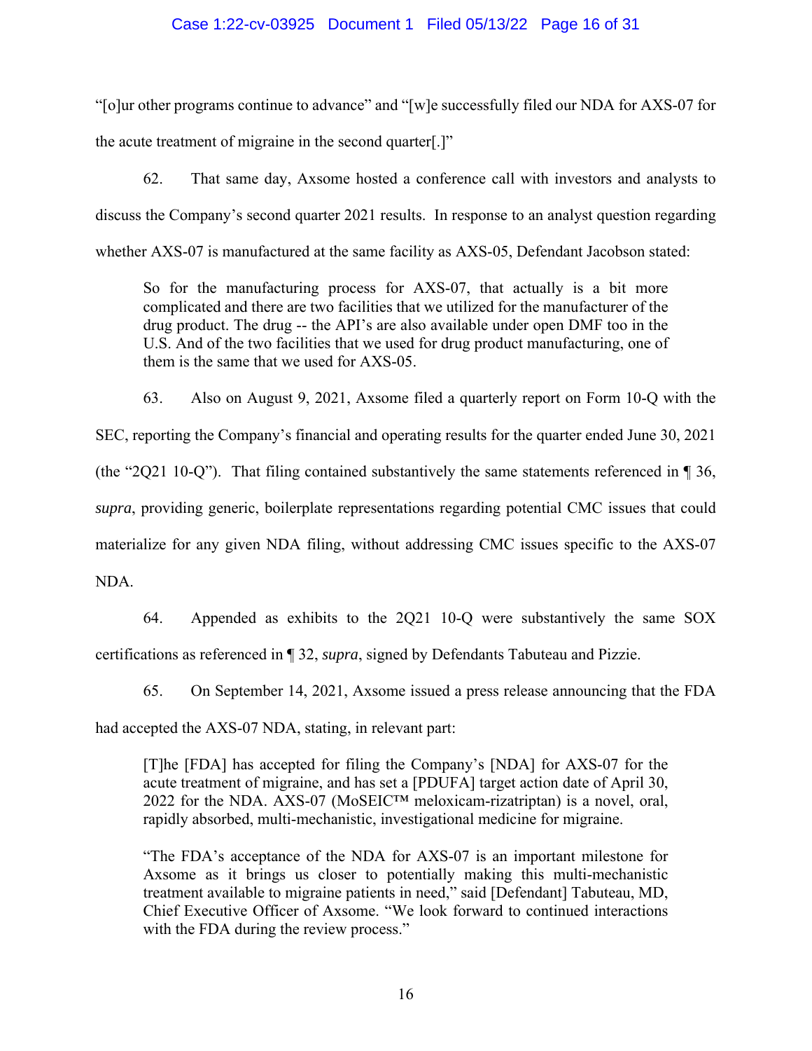"[o]ur other programs continue to advance" and "[w]e successfully filed our NDA for AXS-07 for the acute treatment of migraine in the second quarter[.]"

62. That same day, Axsome hosted a conference call with investors and analysts to discuss the Company's second quarter 2021 results. In response to an analyst question regarding whether AXS-07 is manufactured at the same facility as AXS-05, Defendant Jacobson stated:

> So for the manufacturing process for AXS-07, that actually is a bit more complicated and there are two facilities that we utilized for the manufacturer of the drug product. The drug -- the API's are also available under open DMF too in the U.S. And of the two facilities that we used for drug product manufacturing, one of them is the same that we used for AXS-05.

63. Also on August 9, 2021, Axsome filed a quarterly report on Form 10-Q with the SEC, reporting the Company's financial and operating results for the quarter ended June 30, 2021 (the "2Q21 10-Q"). That filing contained substantively the same statements referenced in ¶ 36, *supra*, providing generic, boilerplate representations regarding potential CMC issues that could materialize for any given NDA filing, without addressing CMC issues specific to the AXS-07 NDA.

64. Appended as exhibits to the 2Q21 10-Q were substantively the same SOX certifications as referenced in ¶ 32, *supra*, signed by Defendants Tabuteau and Pizzie.

65. On September 14, 2021, Axsome issued a press release announcing that the FDA had accepted the AXS-07 NDA, stating, in relevant part:

> [T]he [FDA] has accepted for filing the Company's [NDA] for AXS-07 for the acute treatment of migraine, and has set a [PDUFA] target action date of April 30, 2022 for the NDA. AXS-07 (MoSEIC™ meloxicam-rizatriptan) is a novel, oral, rapidly absorbed, multi-mechanistic, investigational medicine for migraine.
>
> "The FDA's acceptance of the NDA for AXS-07 is an important milestone for Axsome as it brings us closer to potentially making this multi-mechanistic treatment available to migraine patients in need," said [Defendant] Tabuteau, MD, Chief Executive Officer of Axsome. "We look forward to continued interactions with the FDA during the review process."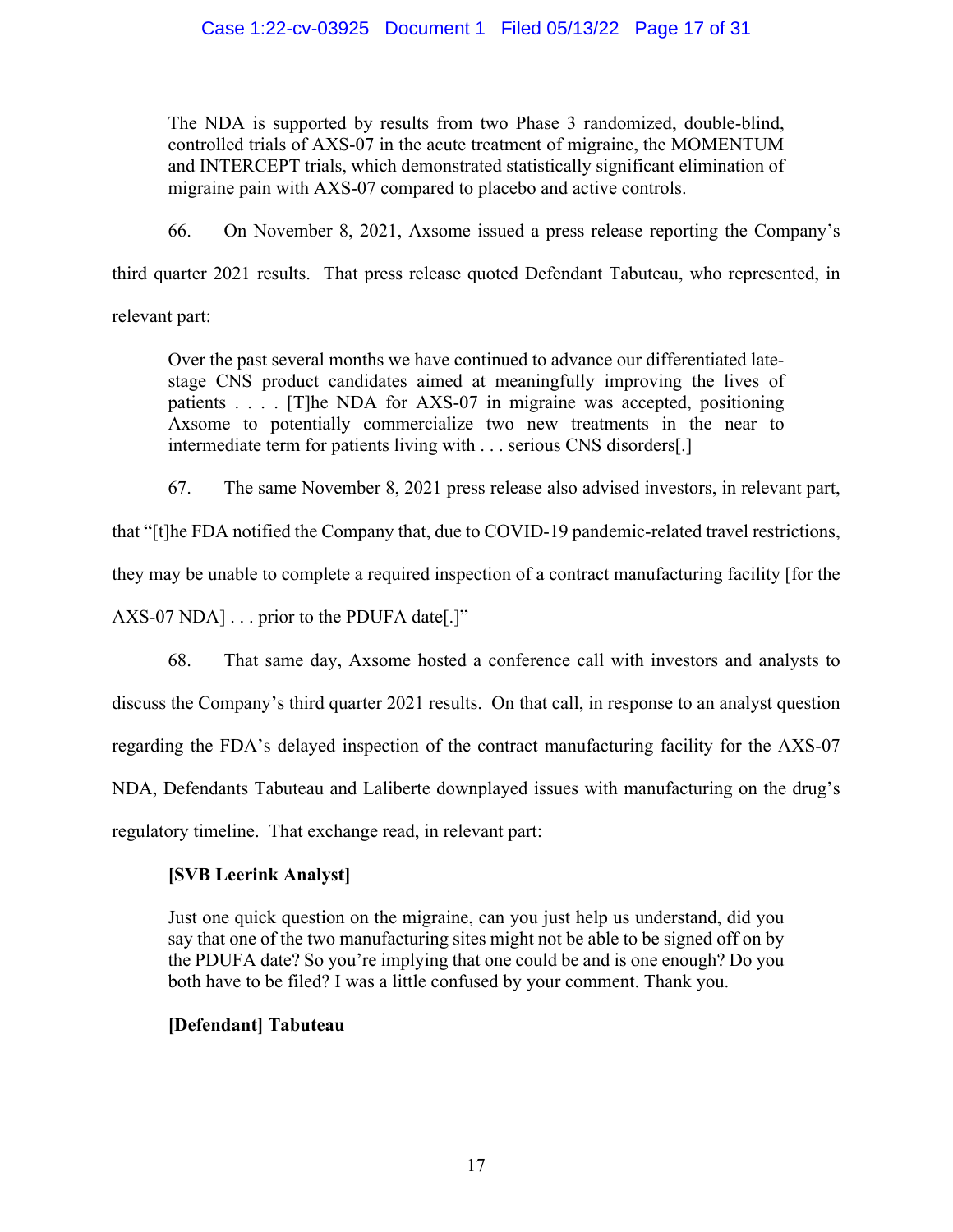> The NDA is supported by results from two Phase 3 randomized, double-blind, controlled trials of AXS-07 in the acute treatment of migraine, the MOMENTUM and INTERCEPT trials, which demonstrated statistically significant elimination of migraine pain with AXS-07 compared to placebo and active controls.

66. On November 8, 2021, Axsome issued a press release reporting the Company's third quarter 2021 results. That press release quoted Defendant Tabuteau, who represented, in relevant part:

> Over the past several months we have continued to advance our differentiated late-stage CNS product candidates aimed at meaningfully improving the lives of patients . . . . [T]he NDA for AXS-07 in migraine was accepted, positioning Axsome to potentially commercialize two new treatments in the near to intermediate term for patients living with . . . serious CNS disorders[.]

67. The same November 8, 2021 press release also advised investors, in relevant part, that "[t]he FDA notified the Company that, due to COVID-19 pandemic-related travel restrictions, they may be unable to complete a required inspection of a contract manufacturing facility [for the AXS-07 NDA] . . . prior to the PDUFA date[.]"

68. That same day, Axsome hosted a conference call with investors and analysts to discuss the Company's third quarter 2021 results. On that call, in response to an analyst question regarding the FDA's delayed inspection of the contract manufacturing facility for the AXS-07 NDA, Defendants Tabuteau and Laliberte downplayed issues with manufacturing on the drug's regulatory timeline. That exchange read, in relevant part:

> **[SVB Leerink Analyst]**
>
> Just one quick question on the migraine, can you just help us understand, did you say that one of the two manufacturing sites might not be able to be signed off on by the PDUFA date? So you're implying that one could be and is one enough? Do you both have to be filed? I was a little confused by your comment. Thank you.
>
> **[Defendant] Tabuteau**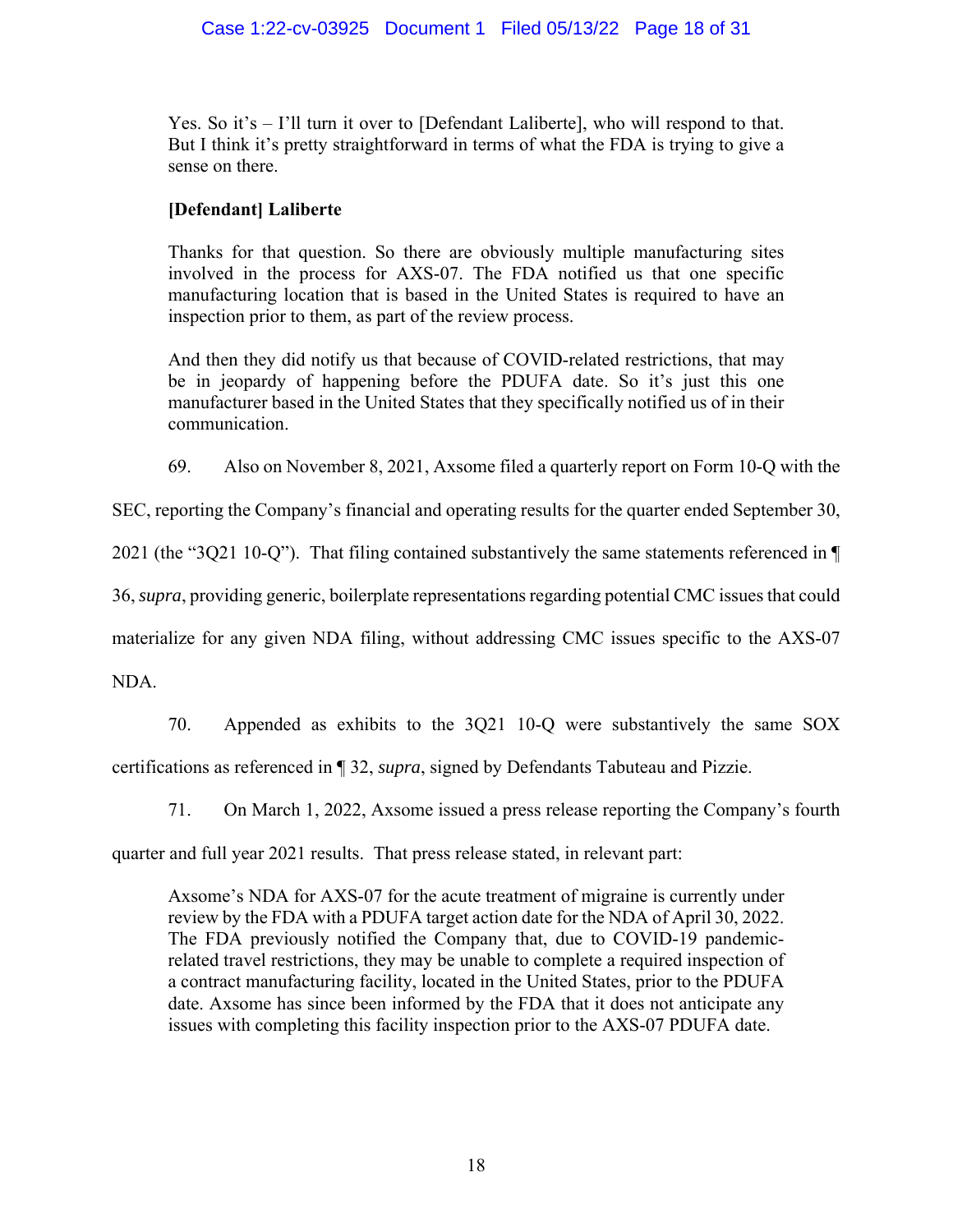> Yes. So it's – I'll turn it over to [Defendant Laliberte], who will respond to that. But I think it's pretty straightforward in terms of what the FDA is trying to give a sense on there.
>
> **[Defendant] Laliberte**
>
> Thanks for that question. So there are obviously multiple manufacturing sites involved in the process for AXS-07. The FDA notified us that one specific manufacturing location that is based in the United States is required to have an inspection prior to them, as part of the review process.
>
> And then they did notify us that because of COVID-related restrictions, that may be in jeopardy of happening before the PDUFA date. So it's just this one manufacturer based in the United States that they specifically notified us of in their communication.

69. Also on November 8, 2021, Axsome filed a quarterly report on Form 10-Q with the SEC, reporting the Company's financial and operating results for the quarter ended September 30, 2021 (the "3Q21 10-Q"). That filing contained substantively the same statements referenced in ¶ 36, *supra*, providing generic, boilerplate representations regarding potential CMC issues that could materialize for any given NDA filing, without addressing CMC issues specific to the AXS-07 NDA.

70. Appended as exhibits to the 3Q21 10-Q were substantively the same SOX certifications as referenced in ¶ 32, *supra*, signed by Defendants Tabuteau and Pizzie.

71. On March 1, 2022, Axsome issued a press release reporting the Company's fourth quarter and full year 2021 results. That press release stated, in relevant part:

> Axsome's NDA for AXS-07 for the acute treatment of migraine is currently under review by the FDA with a PDUFA target action date for the NDA of April 30, 2022. The FDA previously notified the Company that, due to COVID-19 pandemic-related travel restrictions, they may be unable to complete a required inspection of a contract manufacturing facility, located in the United States, prior to the PDUFA date. Axsome has since been informed by the FDA that it does not anticipate any issues with completing this facility inspection prior to the AXS-07 PDUFA date.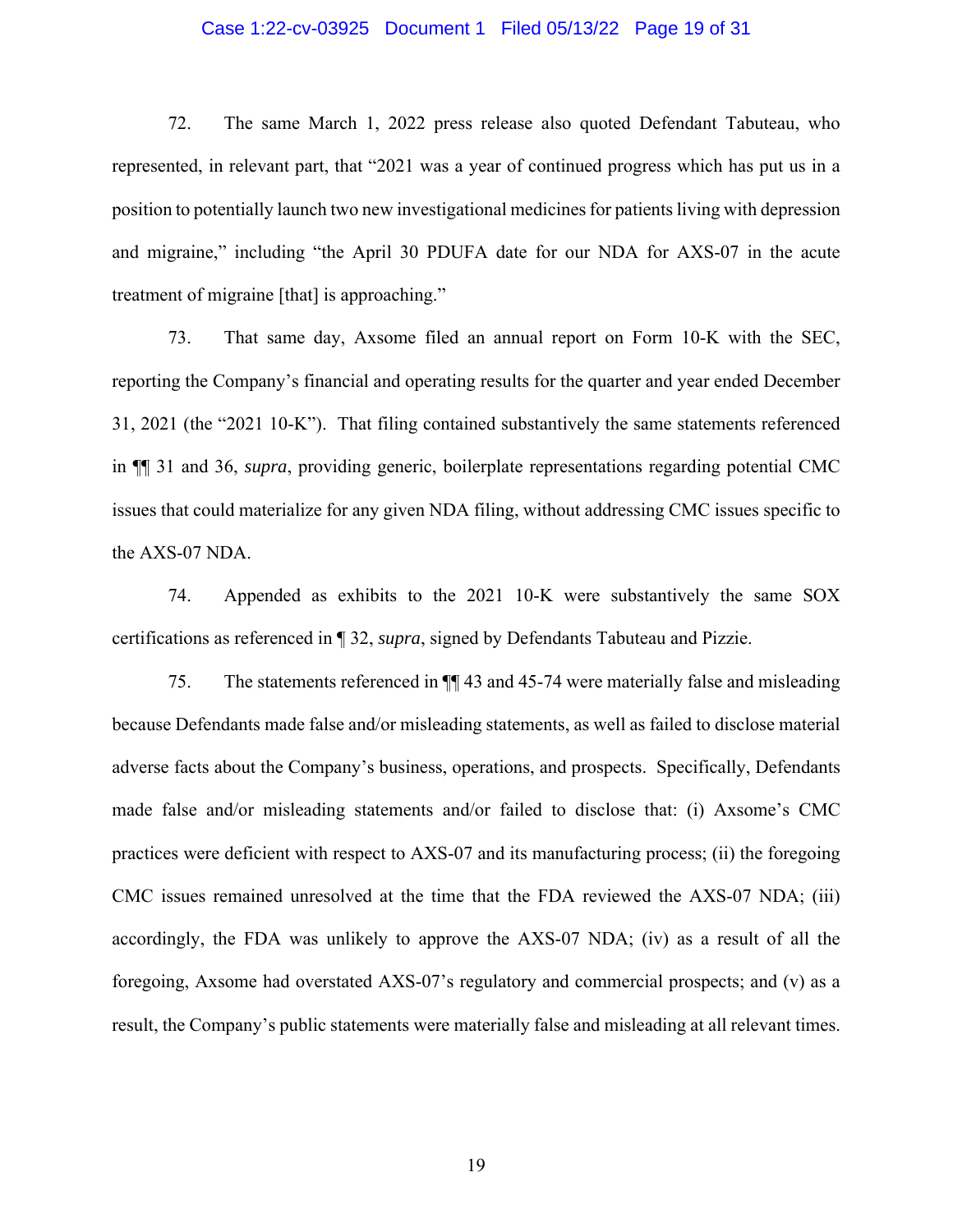72. The same March 1, 2022 press release also quoted Defendant Tabuteau, who represented, in relevant part, that "2021 was a year of continued progress which has put us in a position to potentially launch two new investigational medicines for patients living with depression and migraine," including "the April 30 PDUFA date for our NDA for AXS-07 in the acute treatment of migraine [that] is approaching."

73. That same day, Axsome filed an annual report on Form 10-K with the SEC, reporting the Company's financial and operating results for the quarter and year ended December 31, 2021 (the "2021 10-K"). That filing contained substantively the same statements referenced in ¶¶ 31 and 36, *supra*, providing generic, boilerplate representations regarding potential CMC issues that could materialize for any given NDA filing, without addressing CMC issues specific to the AXS-07 NDA.

74. Appended as exhibits to the 2021 10-K were substantively the same SOX certifications as referenced in ¶ 32, *supra*, signed by Defendants Tabuteau and Pizzie.

75. The statements referenced in ¶¶ 43 and 45-74 were materially false and misleading because Defendants made false and/or misleading statements, as well as failed to disclose material adverse facts about the Company's business, operations, and prospects. Specifically, Defendants made false and/or misleading statements and/or failed to disclose that: (i) Axsome's CMC practices were deficient with respect to AXS-07 and its manufacturing process; (ii) the foregoing CMC issues remained unresolved at the time that the FDA reviewed the AXS-07 NDA; (iii) accordingly, the FDA was unlikely to approve the AXS-07 NDA; (iv) as a result of all the foregoing, Axsome had overstated AXS-07's regulatory and commercial prospects; and (v) as a result, the Company's public statements were materially false and misleading at all relevant times.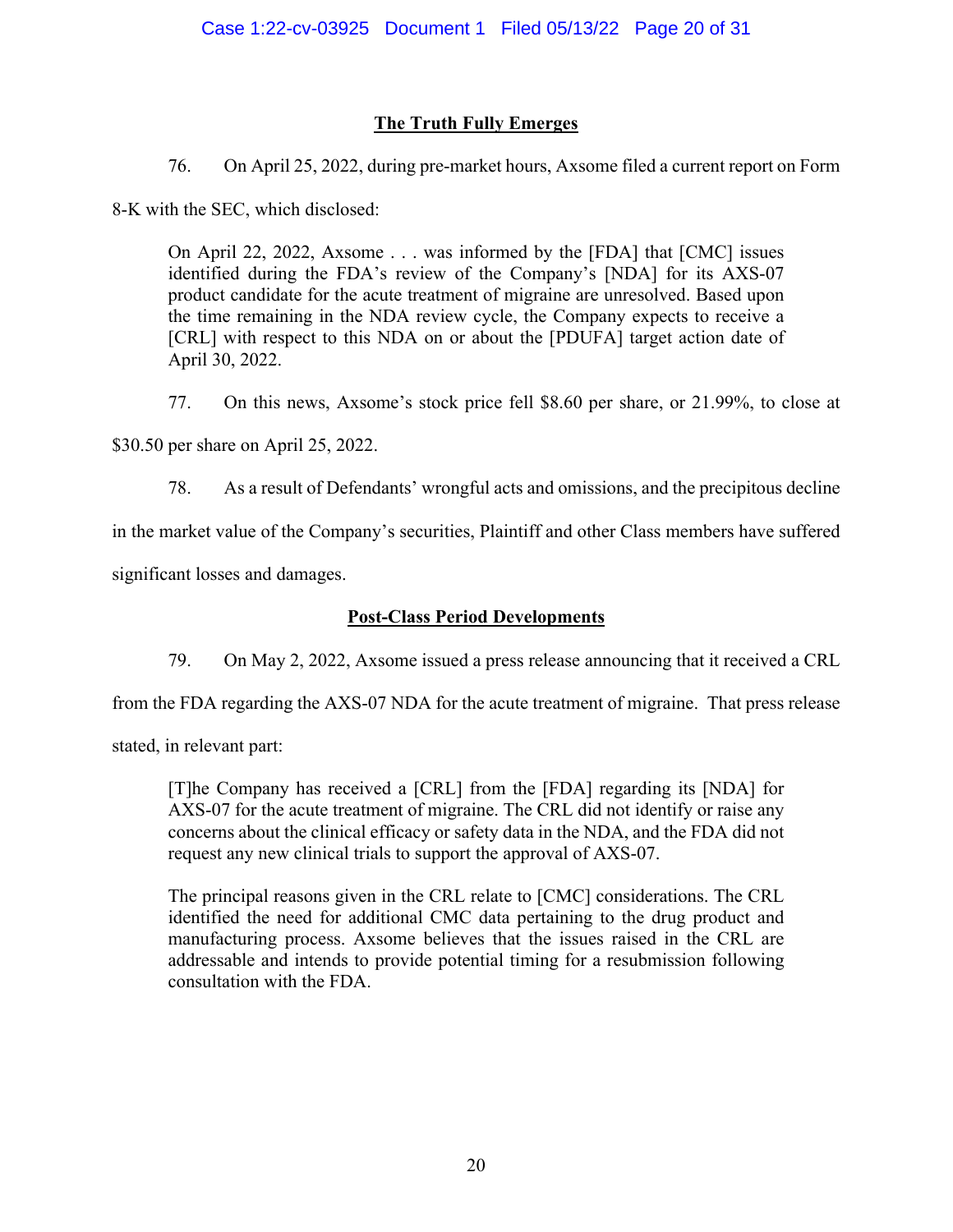## The Truth Fully Emerges

76. On April 25, 2022, during pre-market hours, Axsome filed a current report on Form 8-K with the SEC, which disclosed:

> On April 22, 2022, Axsome . . . was informed by the [FDA] that [CMC] issues identified during the FDA's review of the Company's [NDA] for its AXS-07 product candidate for the acute treatment of migraine are unresolved. Based upon the time remaining in the NDA review cycle, the Company expects to receive a [CRL] with respect to this NDA on or about the [PDUFA] target action date of April 30, 2022.

77. On this news, Axsome's stock price fell $8.60 per share, or 21.99%, to close at $30.50 per share on April 25, 2022.

78. As a result of Defendants' wrongful acts and omissions, and the precipitous decline in the market value of the Company's securities, Plaintiff and other Class members have suffered significant losses and damages.

## Post-Class Period Developments

79. On May 2, 2022, Axsome issued a press release announcing that it received a CRL from the FDA regarding the AXS-07 NDA for the acute treatment of migraine. That press release stated, in relevant part:

> [T]he Company has received a [CRL] from the [FDA] regarding its [NDA] for AXS-07 for the acute treatment of migraine. The CRL did not identify or raise any concerns about the clinical efficacy or safety data in the NDA, and the FDA did not request any new clinical trials to support the approval of AXS-07.
>
> The principal reasons given in the CRL relate to [CMC] considerations. The CRL identified the need for additional CMC data pertaining to the drug product and manufacturing process. Axsome believes that the issues raised in the CRL are addressable and intends to provide potential timing for a resubmission following consultation with the FDA.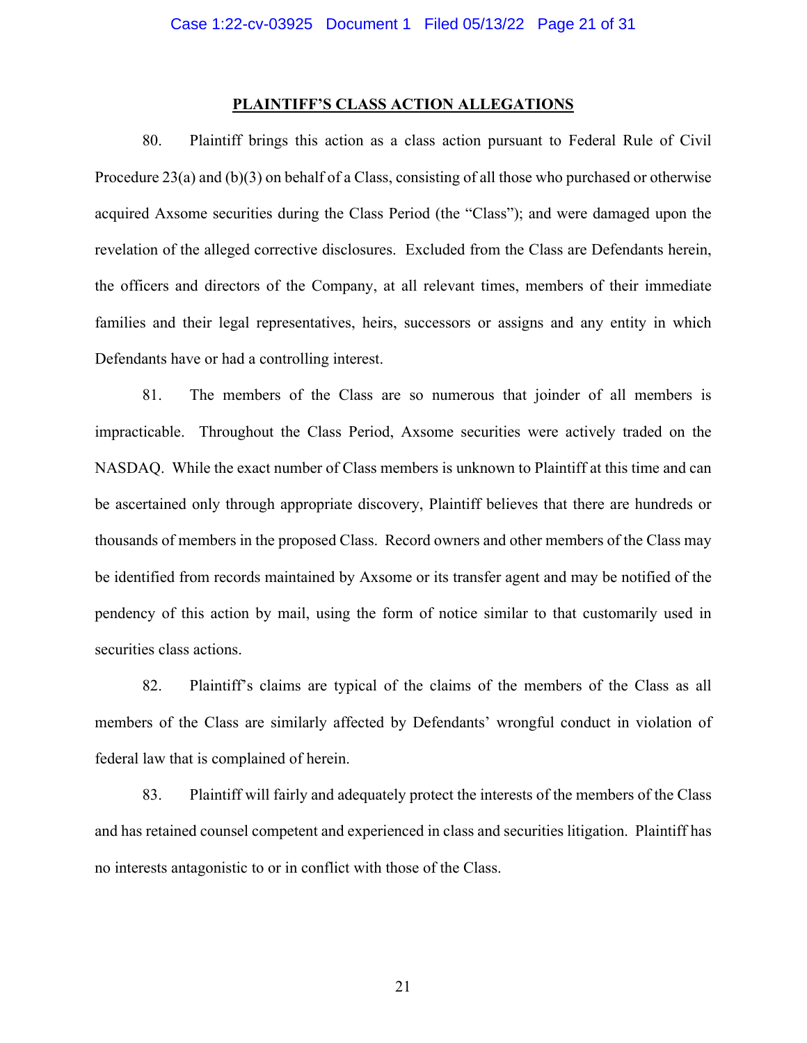## PLAINTIFF'S CLASS ACTION ALLEGATIONS

80. Plaintiff brings this action as a class action pursuant to Federal Rule of Civil Procedure 23(a) and (b)(3) on behalf of a Class, consisting of all those who purchased or otherwise acquired Axsome securities during the Class Period (the "Class"); and were damaged upon the revelation of the alleged corrective disclosures. Excluded from the Class are Defendants herein, the officers and directors of the Company, at all relevant times, members of their immediate families and their legal representatives, heirs, successors or assigns and any entity in which Defendants have or had a controlling interest.

81. The members of the Class are so numerous that joinder of all members is impracticable. Throughout the Class Period, Axsome securities were actively traded on the NASDAQ. While the exact number of Class members is unknown to Plaintiff at this time and can be ascertained only through appropriate discovery, Plaintiff believes that there are hundreds or thousands of members in the proposed Class. Record owners and other members of the Class may be identified from records maintained by Axsome or its transfer agent and may be notified of the pendency of this action by mail, using the form of notice similar to that customarily used in securities class actions.

82. Plaintiff's claims are typical of the claims of the members of the Class as all members of the Class are similarly affected by Defendants' wrongful conduct in violation of federal law that is complained of herein.

83. Plaintiff will fairly and adequately protect the interests of the members of the Class and has retained counsel competent and experienced in class and securities litigation. Plaintiff has no interests antagonistic to or in conflict with those of the Class.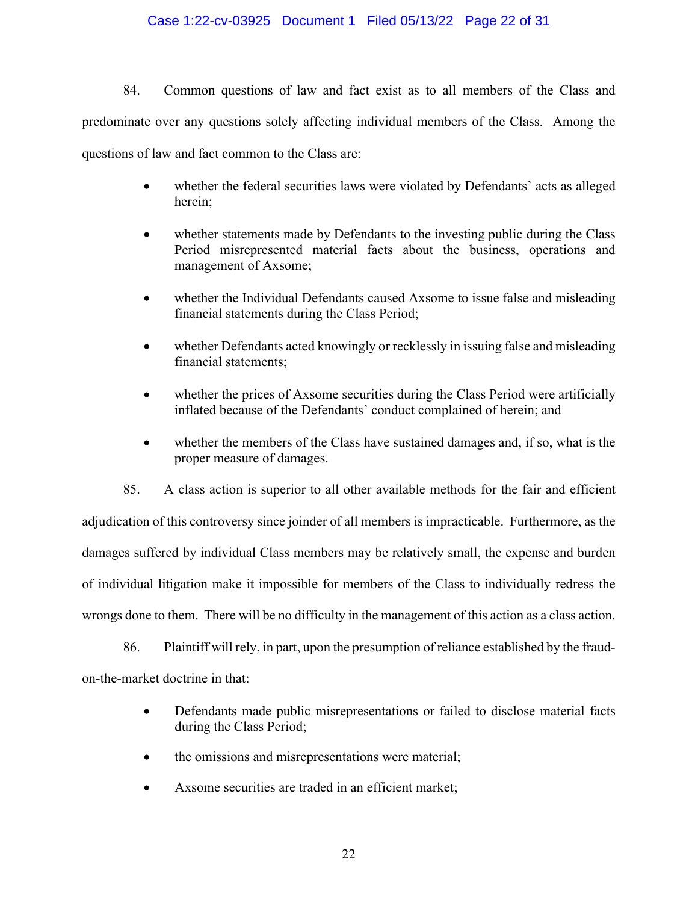84. Common questions of law and fact exist as to all members of the Class and predominate over any questions solely affecting individual members of the Class. Among the questions of law and fact common to the Class are:

- whether the federal securities laws were violated by Defendants' acts as alleged herein;
- whether statements made by Defendants to the investing public during the Class Period misrepresented material facts about the business, operations and management of Axsome;
- whether the Individual Defendants caused Axsome to issue false and misleading financial statements during the Class Period;
- whether Defendants acted knowingly or recklessly in issuing false and misleading financial statements;
- whether the prices of Axsome securities during the Class Period were artificially inflated because of the Defendants' conduct complained of herein; and
- whether the members of the Class have sustained damages and, if so, what is the proper measure of damages.

85. A class action is superior to all other available methods for the fair and efficient adjudication of this controversy since joinder of all members is impracticable. Furthermore, as the damages suffered by individual Class members may be relatively small, the expense and burden of individual litigation make it impossible for members of the Class to individually redress the wrongs done to them. There will be no difficulty in the management of this action as a class action.

86. Plaintiff will rely, in part, upon the presumption of reliance established by the fraud-on-the-market doctrine in that:

- Defendants made public misrepresentations or failed to disclose material facts during the Class Period;
- the omissions and misrepresentations were material;
- Axsome securities are traded in an efficient market;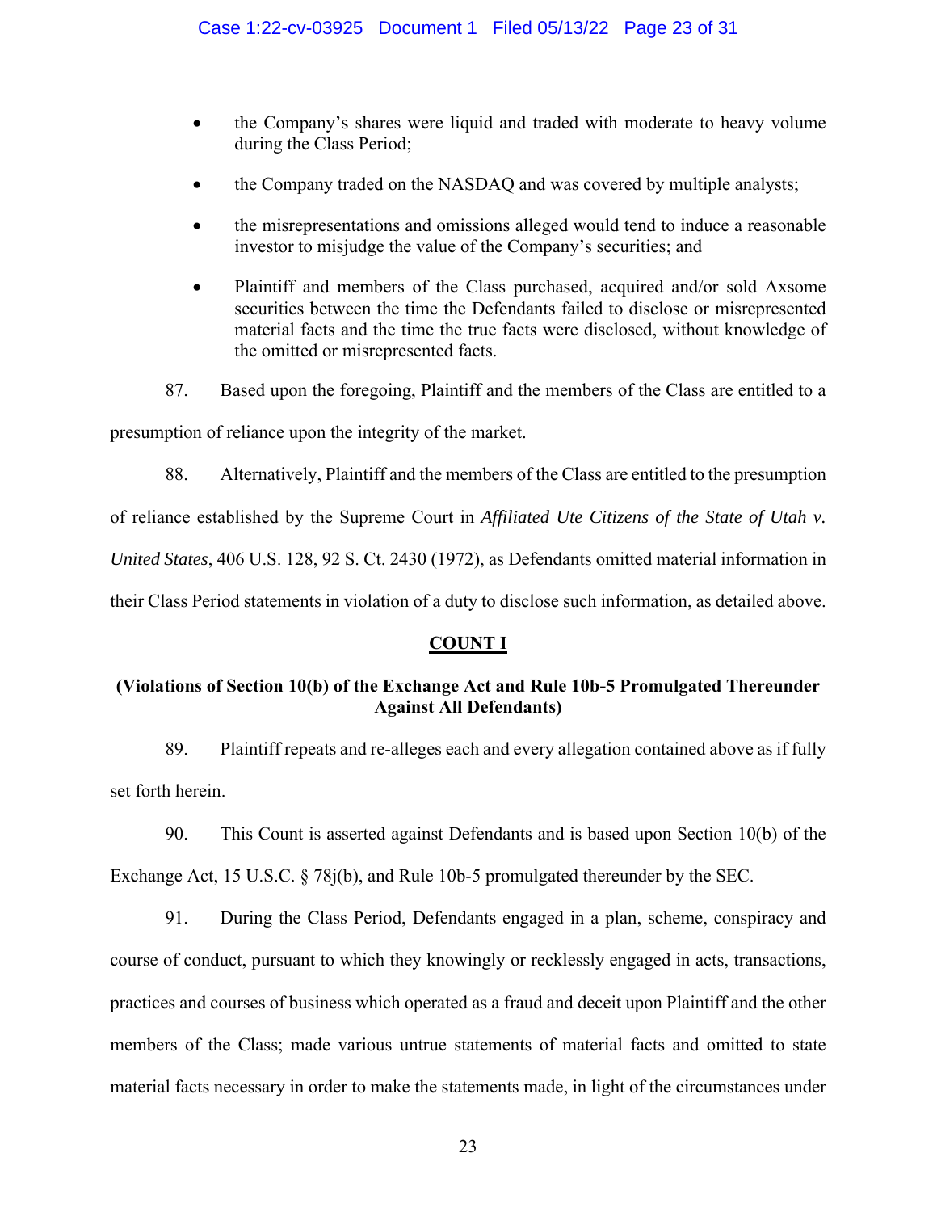- the Company's shares were liquid and traded with moderate to heavy volume during the Class Period;
- the Company traded on the NASDAQ and was covered by multiple analysts;
- the misrepresentations and omissions alleged would tend to induce a reasonable investor to misjudge the value of the Company's securities; and
- Plaintiff and members of the Class purchased, acquired and/or sold Axsome securities between the time the Defendants failed to disclose or misrepresented material facts and the time the true facts were disclosed, without knowledge of the omitted or misrepresented facts.

87. Based upon the foregoing, Plaintiff and the members of the Class are entitled to a presumption of reliance upon the integrity of the market.

88. Alternatively, Plaintiff and the members of the Class are entitled to the presumption of reliance established by the Supreme Court in *Affiliated Ute Citizens of the State of Utah v. United States*, 406 U.S. 128, 92 S. Ct. 2430 (1972), as Defendants omitted material information in their Class Period statements in violation of a duty to disclose such information, as detailed above.

## COUNT I

### (Violations of Section 10(b) of the Exchange Act and Rule 10b-5 Promulgated Thereunder Against All Defendants)

89. Plaintiff repeats and re-alleges each and every allegation contained above as if fully set forth herein.

90. This Count is asserted against Defendants and is based upon Section 10(b) of the Exchange Act, 15 U.S.C. § 78j(b), and Rule 10b-5 promulgated thereunder by the SEC.

91. During the Class Period, Defendants engaged in a plan, scheme, conspiracy and course of conduct, pursuant to which they knowingly or recklessly engaged in acts, transactions, practices and courses of business which operated as a fraud and deceit upon Plaintiff and the other members of the Class; made various untrue statements of material facts and omitted to state material facts necessary in order to make the statements made, in light of the circumstances under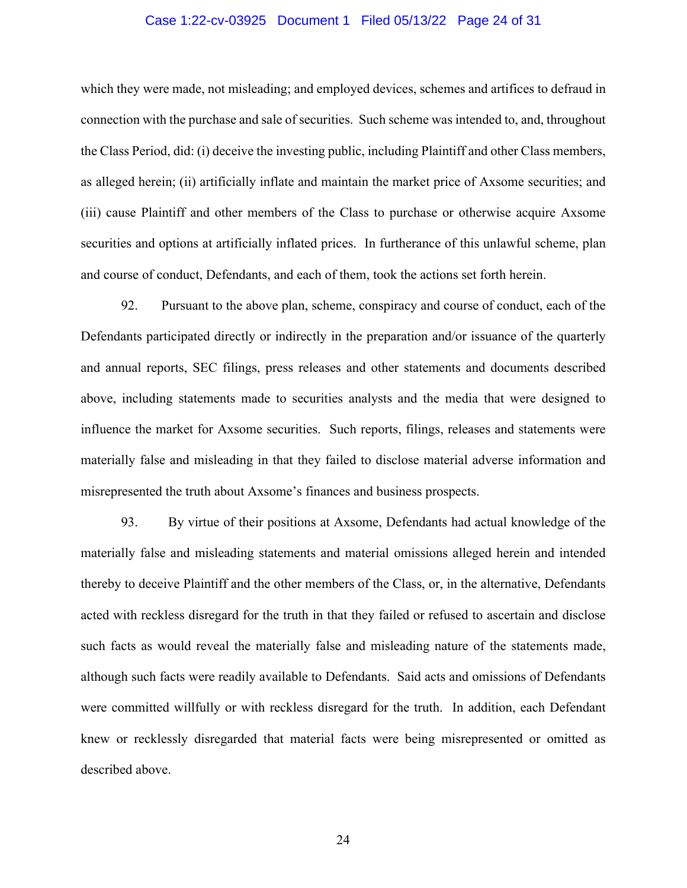which they were made, not misleading; and employed devices, schemes and artifices to defraud in connection with the purchase and sale of securities. Such scheme was intended to, and, throughout the Class Period, did: (i) deceive the investing public, including Plaintiff and other Class members, as alleged herein; (ii) artificially inflate and maintain the market price of Axsome securities; and (iii) cause Plaintiff and other members of the Class to purchase or otherwise acquire Axsome securities and options at artificially inflated prices. In furtherance of this unlawful scheme, plan and course of conduct, Defendants, and each of them, took the actions set forth herein.

92. Pursuant to the above plan, scheme, conspiracy and course of conduct, each of the Defendants participated directly or indirectly in the preparation and/or issuance of the quarterly and annual reports, SEC filings, press releases and other statements and documents described above, including statements made to securities analysts and the media that were designed to influence the market for Axsome securities. Such reports, filings, releases and statements were materially false and misleading in that they failed to disclose material adverse information and misrepresented the truth about Axsome's finances and business prospects.

93. By virtue of their positions at Axsome, Defendants had actual knowledge of the materially false and misleading statements and material omissions alleged herein and intended thereby to deceive Plaintiff and the other members of the Class, or, in the alternative, Defendants acted with reckless disregard for the truth in that they failed or refused to ascertain and disclose such facts as would reveal the materially false and misleading nature of the statements made, although such facts were readily available to Defendants. Said acts and omissions of Defendants were committed willfully or with reckless disregard for the truth. In addition, each Defendant knew or recklessly disregarded that material facts were being misrepresented or omitted as described above.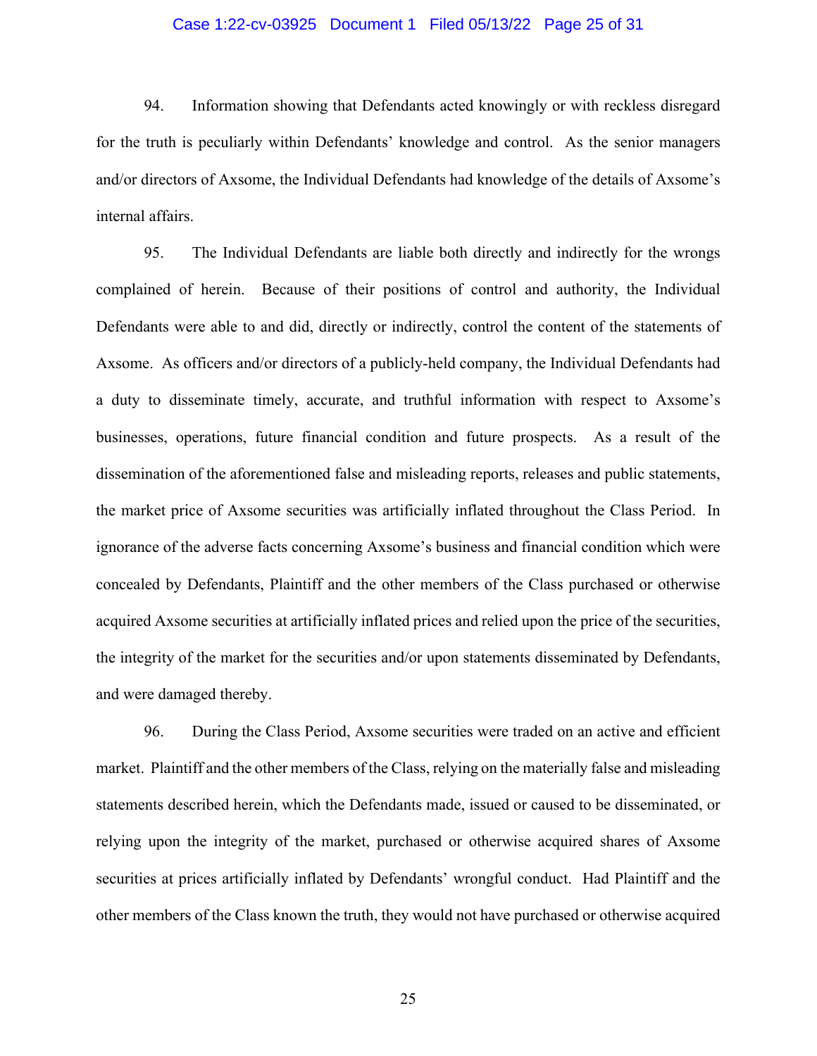94. Information showing that Defendants acted knowingly or with reckless disregard for the truth is peculiarly within Defendants' knowledge and control. As the senior managers and/or directors of Axsome, the Individual Defendants had knowledge of the details of Axsome's internal affairs.

95. The Individual Defendants are liable both directly and indirectly for the wrongs complained of herein. Because of their positions of control and authority, the Individual Defendants were able to and did, directly or indirectly, control the content of the statements of Axsome. As officers and/or directors of a publicly-held company, the Individual Defendants had a duty to disseminate timely, accurate, and truthful information with respect to Axsome's businesses, operations, future financial condition and future prospects. As a result of the dissemination of the aforementioned false and misleading reports, releases and public statements, the market price of Axsome securities was artificially inflated throughout the Class Period. In ignorance of the adverse facts concerning Axsome's business and financial condition which were concealed by Defendants, Plaintiff and the other members of the Class purchased or otherwise acquired Axsome securities at artificially inflated prices and relied upon the price of the securities, the integrity of the market for the securities and/or upon statements disseminated by Defendants, and were damaged thereby.

96. During the Class Period, Axsome securities were traded on an active and efficient market. Plaintiff and the other members of the Class, relying on the materially false and misleading statements described herein, which the Defendants made, issued or caused to be disseminated, or relying upon the integrity of the market, purchased or otherwise acquired shares of Axsome securities at prices artificially inflated by Defendants' wrongful conduct. Had Plaintiff and the other members of the Class known the truth, they would not have purchased or otherwise acquired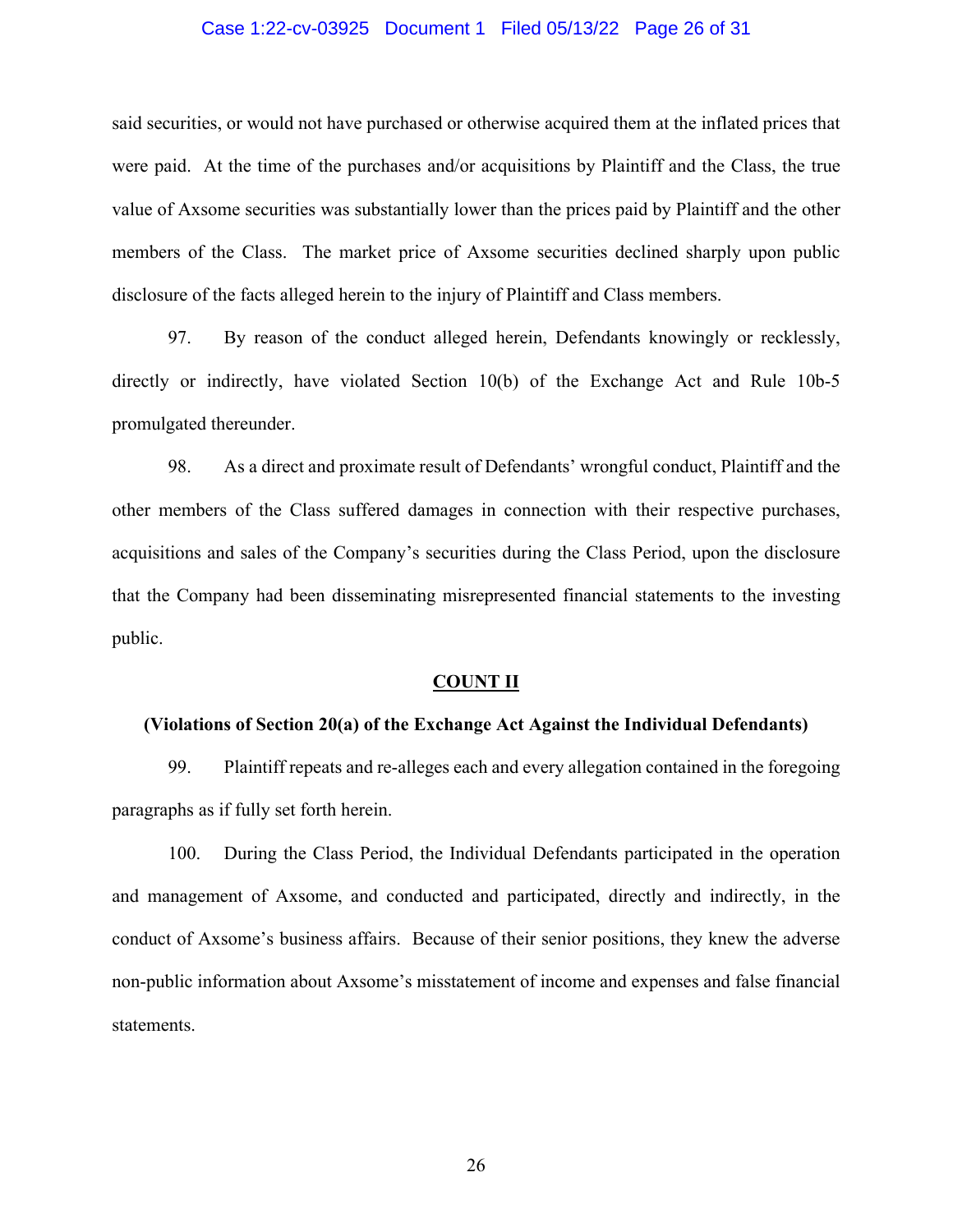said securities, or would not have purchased or otherwise acquired them at the inflated prices that were paid. At the time of the purchases and/or acquisitions by Plaintiff and the Class, the true value of Axsome securities was substantially lower than the prices paid by Plaintiff and the other members of the Class. The market price of Axsome securities declined sharply upon public disclosure of the facts alleged herein to the injury of Plaintiff and Class members.

97. By reason of the conduct alleged herein, Defendants knowingly or recklessly, directly or indirectly, have violated Section 10(b) of the Exchange Act and Rule 10b-5 promulgated thereunder.

98. As a direct and proximate result of Defendants' wrongful conduct, Plaintiff and the other members of the Class suffered damages in connection with their respective purchases, acquisitions and sales of the Company's securities during the Class Period, upon the disclosure that the Company had been disseminating misrepresented financial statements to the investing public.

## COUNT II

**(Violations of Section 20(a) of the Exchange Act Against the Individual Defendants)**

99. Plaintiff repeats and re-alleges each and every allegation contained in the foregoing paragraphs as if fully set forth herein.

100. During the Class Period, the Individual Defendants participated in the operation and management of Axsome, and conducted and participated, directly and indirectly, in the conduct of Axsome's business affairs. Because of their senior positions, they knew the adverse non-public information about Axsome's misstatement of income and expenses and false financial statements.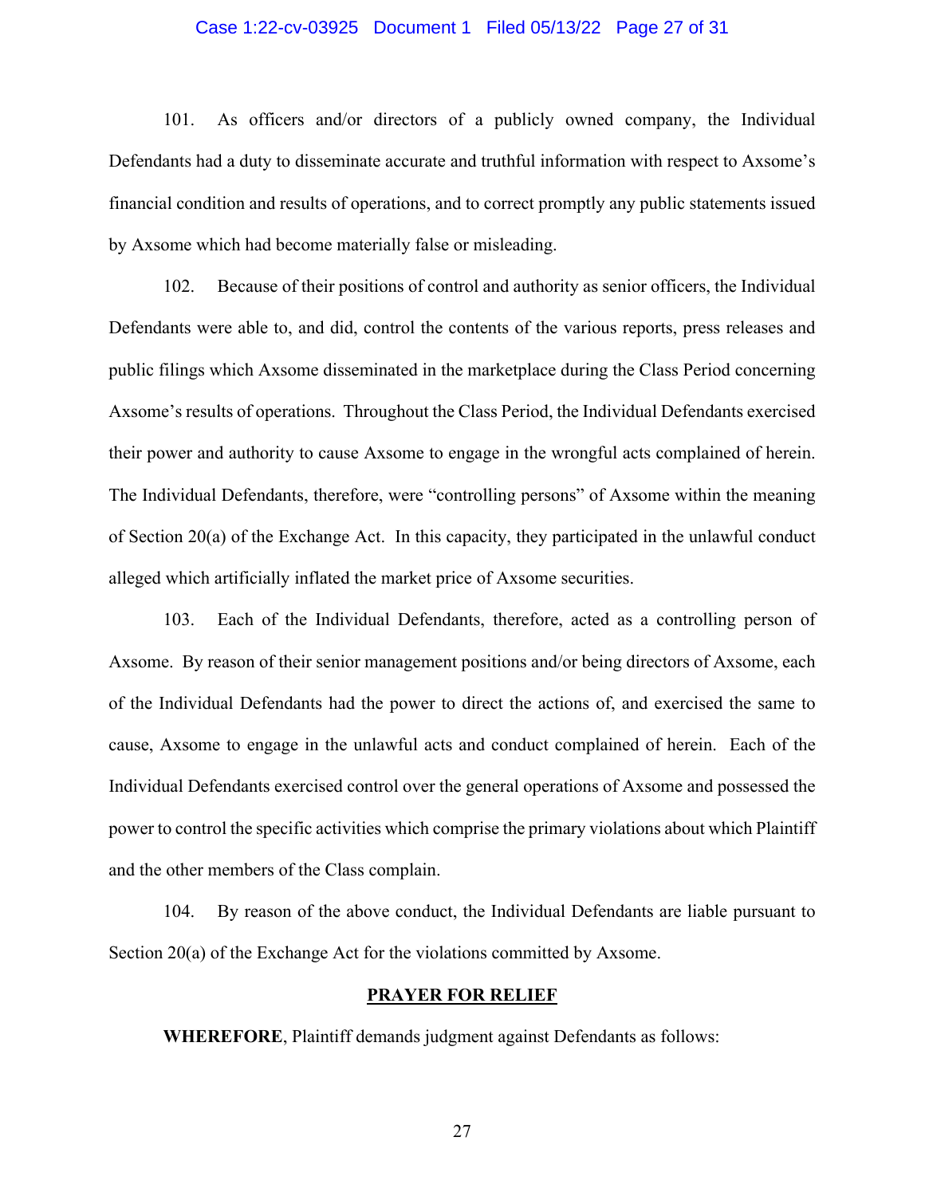101. As officers and/or directors of a publicly owned company, the Individual Defendants had a duty to disseminate accurate and truthful information with respect to Axsome's financial condition and results of operations, and to correct promptly any public statements issued by Axsome which had become materially false or misleading.

102. Because of their positions of control and authority as senior officers, the Individual Defendants were able to, and did, control the contents of the various reports, press releases and public filings which Axsome disseminated in the marketplace during the Class Period concerning Axsome's results of operations. Throughout the Class Period, the Individual Defendants exercised their power and authority to cause Axsome to engage in the wrongful acts complained of herein. The Individual Defendants, therefore, were "controlling persons" of Axsome within the meaning of Section 20(a) of the Exchange Act. In this capacity, they participated in the unlawful conduct alleged which artificially inflated the market price of Axsome securities.

103. Each of the Individual Defendants, therefore, acted as a controlling person of Axsome. By reason of their senior management positions and/or being directors of Axsome, each of the Individual Defendants had the power to direct the actions of, and exercised the same to cause, Axsome to engage in the unlawful acts and conduct complained of herein. Each of the Individual Defendants exercised control over the general operations of Axsome and possessed the power to control the specific activities which comprise the primary violations about which Plaintiff and the other members of the Class complain.

104. By reason of the above conduct, the Individual Defendants are liable pursuant to Section 20(a) of the Exchange Act for the violations committed by Axsome.

## PRAYER FOR RELIEF

**WHEREFORE**, Plaintiff demands judgment against Defendants as follows: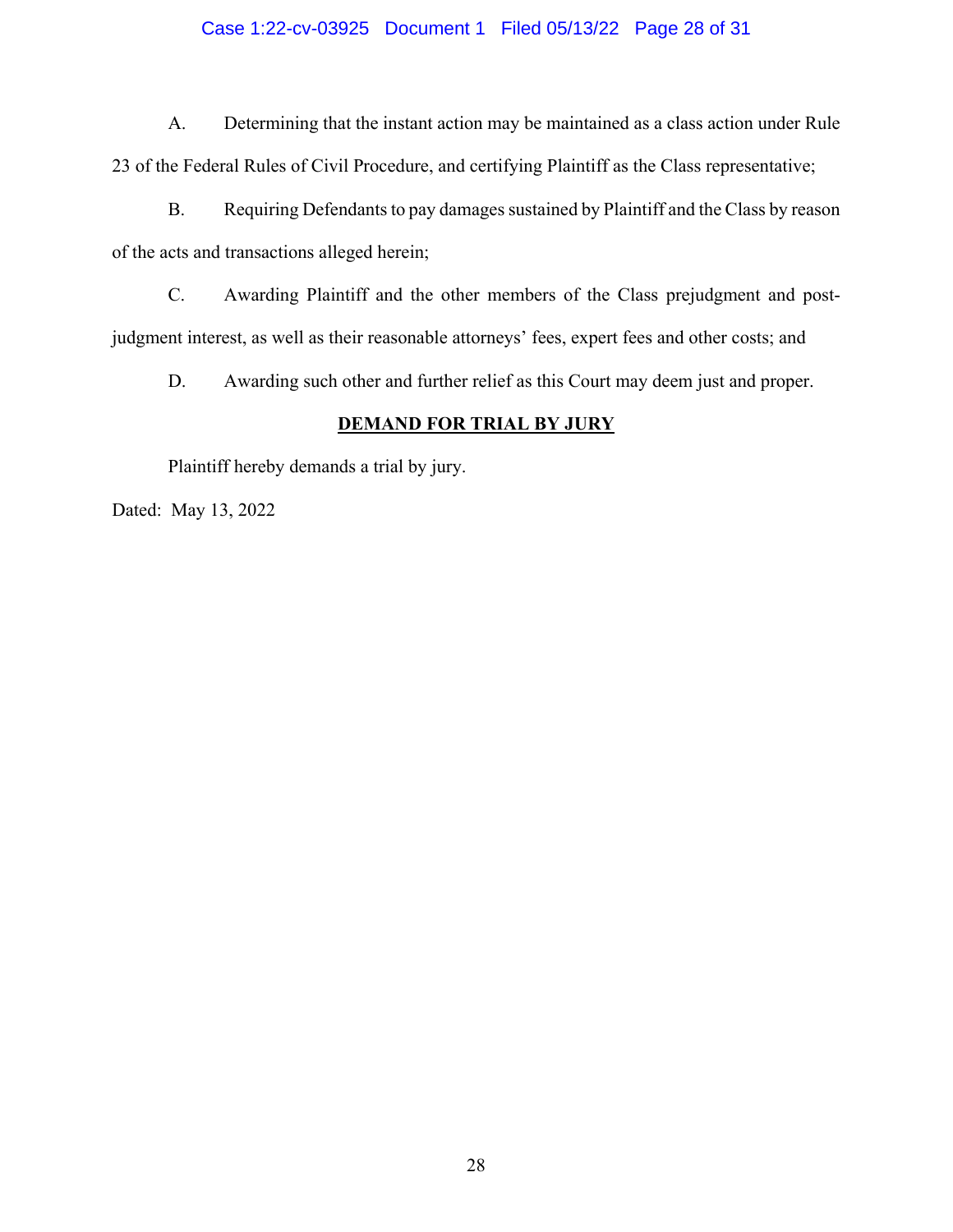A. Determining that the instant action may be maintained as a class action under Rule 23 of the Federal Rules of Civil Procedure, and certifying Plaintiff as the Class representative;

B. Requiring Defendants to pay damages sustained by Plaintiff and the Class by reason of the acts and transactions alleged herein;

C. Awarding Plaintiff and the other members of the Class prejudgment and post-judgment interest, as well as their reasonable attorneys' fees, expert fees and other costs; and

D. Awarding such other and further relief as this Court may deem just and proper.

**DEMAND FOR TRIAL BY JURY**

Plaintiff hereby demands a trial by jury.

Dated: May 13, 2022